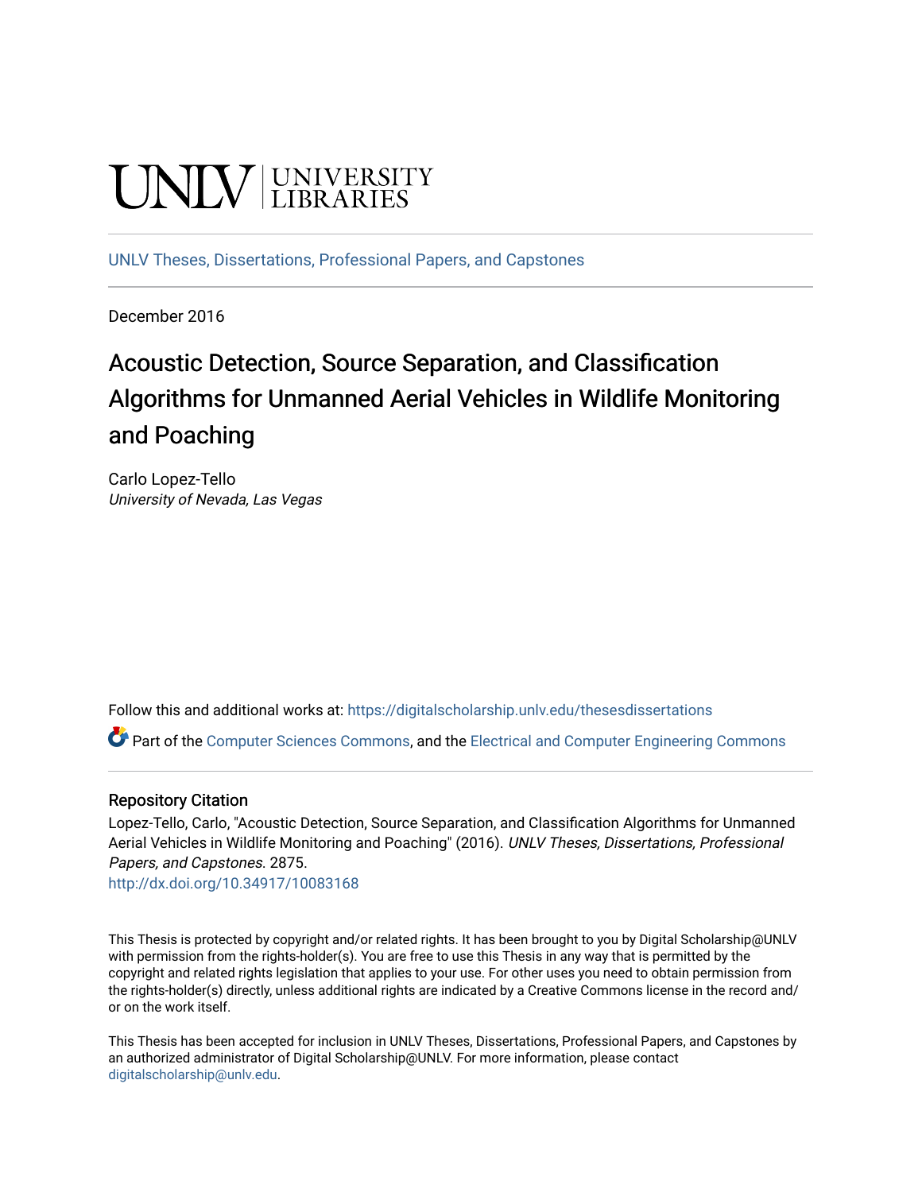UNLV | UNIVERSITY LIBRARIES

UNLV Theses, Dissertations, Professional Papers, and Capstones

December 2016

# Acoustic Detection, Source Separation, and Classification Algorithms for Unmanned Aerial Vehicles in Wildlife Monitoring and Poaching

Carlo Lopez-Tello
*University of Nevada, Las Vegas*

Follow this and additional works at: https://digitalscholarship.unlv.edu/thesesdissertations

Part of the Computer Sciences Commons, and the Electrical and Computer Engineering Commons

## Repository Citation

Lopez-Tello, Carlo, "Acoustic Detection, Source Separation, and Classification Algorithms for Unmanned Aerial Vehicles in Wildlife Monitoring and Poaching" (2016). *UNLV Theses, Dissertations, Professional Papers, and Capstones*. 2875.
http://dx.doi.org/10.34917/10083168

This Thesis is protected by copyright and/or related rights. It has been brought to you by Digital Scholarship@UNLV with permission from the rights-holder(s). You are free to use this Thesis in any way that is permitted by the copyright and related rights legislation that applies to your use. For other uses you need to obtain permission from the rights-holder(s) directly, unless additional rights are indicated by a Creative Commons license in the record and/or on the work itself.

This Thesis has been accepted for inclusion in UNLV Theses, Dissertations, Professional Papers, and Capstones by an authorized administrator of Digital Scholarship@UNLV. For more information, please contact digitalscholarship@unlv.edu.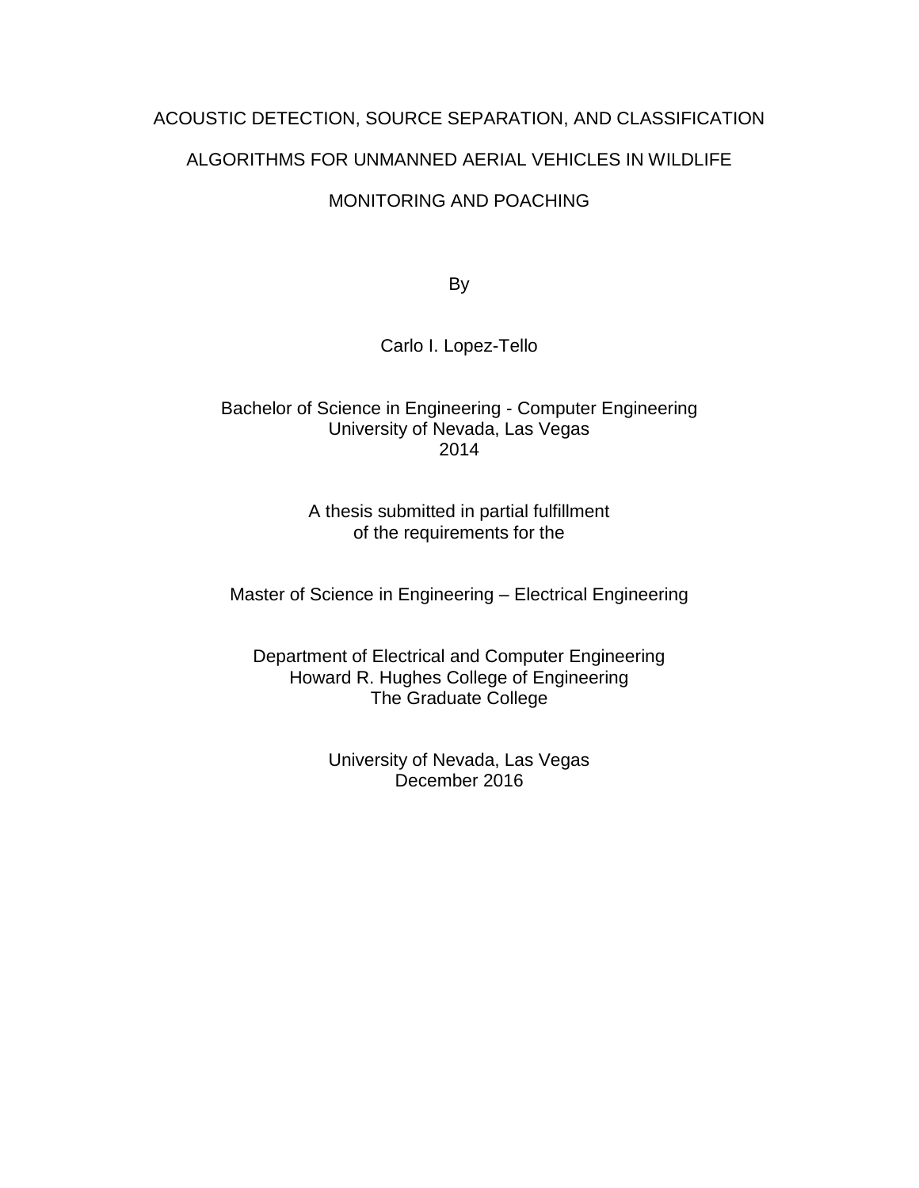# ACOUSTIC DETECTION, SOURCE SEPARATION, AND CLASSIFICATION ALGORITHMS FOR UNMANNED AERIAL VEHICLES IN WILDLIFE MONITORING AND POACHING

By

Carlo I. Lopez-Tello

Bachelor of Science in Engineering - Computer Engineering
University of Nevada, Las Vegas
2014

A thesis submitted in partial fulfillment
of the requirements for the

Master of Science in Engineering – Electrical Engineering

Department of Electrical and Computer Engineering
Howard R. Hughes College of Engineering
The Graduate College

University of Nevada, Las Vegas
December 2016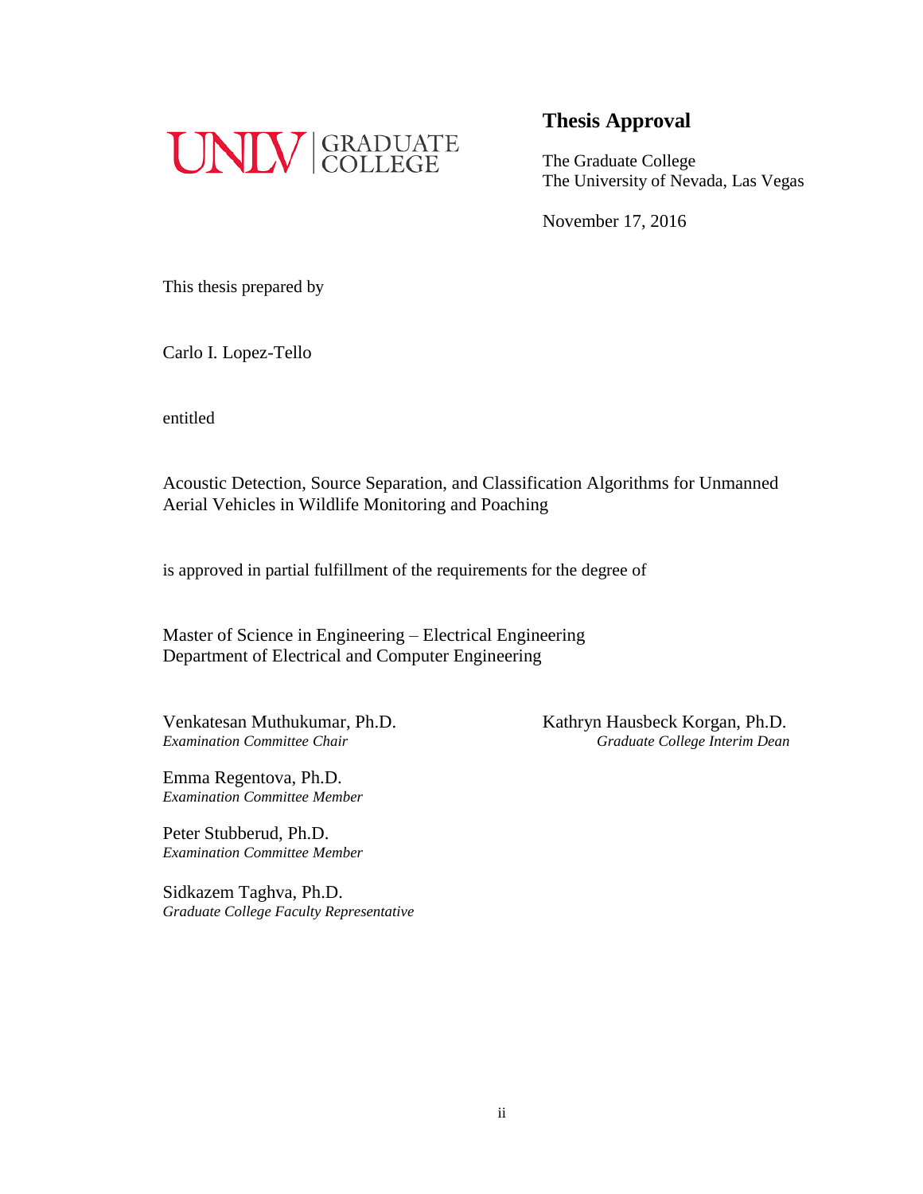UNLV | GRADUATE COLLEGE

## Thesis Approval

The Graduate College
The University of Nevada, Las Vegas

November 17, 2016

This thesis prepared by

Carlo I. Lopez-Tello

entitled

Acoustic Detection, Source Separation, and Classification Algorithms for Unmanned Aerial Vehicles in Wildlife Monitoring and Poaching

is approved in partial fulfillment of the requirements for the degree of

Master of Science in Engineering – Electrical Engineering
Department of Electrical and Computer Engineering

Venkatesan Muthukumar, Ph.D.
*Examination Committee Chair*

Emma Regentova, Ph.D.
*Examination Committee Member*

Peter Stubberud, Ph.D.
*Examination Committee Member*

Sidkazem Taghva, Ph.D.
*Graduate College Faculty Representative*

Kathryn Hausbeck Korgan, Ph.D.
*Graduate College Interim Dean*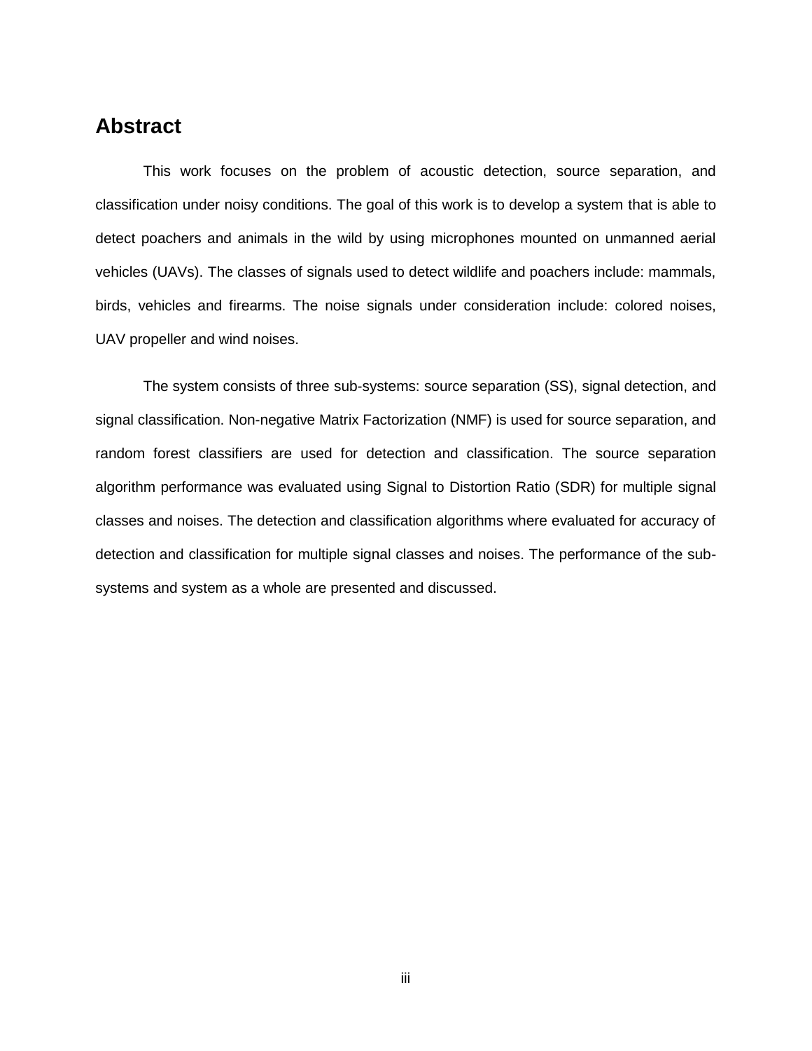# Abstract

This work focuses on the problem of acoustic detection, source separation, and classification under noisy conditions. The goal of this work is to develop a system that is able to detect poachers and animals in the wild by using microphones mounted on unmanned aerial vehicles (UAVs). The classes of signals used to detect wildlife and poachers include: mammals, birds, vehicles and firearms. The noise signals under consideration include: colored noises, UAV propeller and wind noises.

The system consists of three sub-systems: source separation (SS), signal detection, and signal classification. Non-negative Matrix Factorization (NMF) is used for source separation, and random forest classifiers are used for detection and classification. The source separation algorithm performance was evaluated using Signal to Distortion Ratio (SDR) for multiple signal classes and noises. The detection and classification algorithms where evaluated for accuracy of detection and classification for multiple signal classes and noises. The performance of the sub-systems and system as a whole are presented and discussed.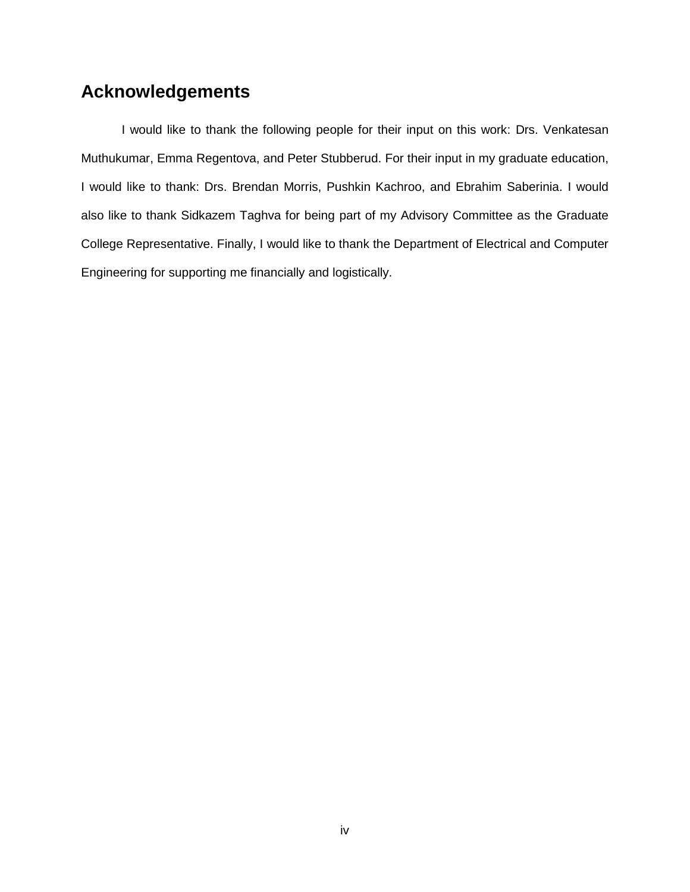# Acknowledgements

I would like to thank the following people for their input on this work: Drs. Venkatesan Muthukumar, Emma Regentova, and Peter Stubberud. For their input in my graduate education, I would like to thank: Drs. Brendan Morris, Pushkin Kachroo, and Ebrahim Saberinia. I would also like to thank Sidkazem Taghva for being part of my Advisory Committee as the Graduate College Representative. Finally, I would like to thank the Department of Electrical and Computer Engineering for supporting me financially and logistically.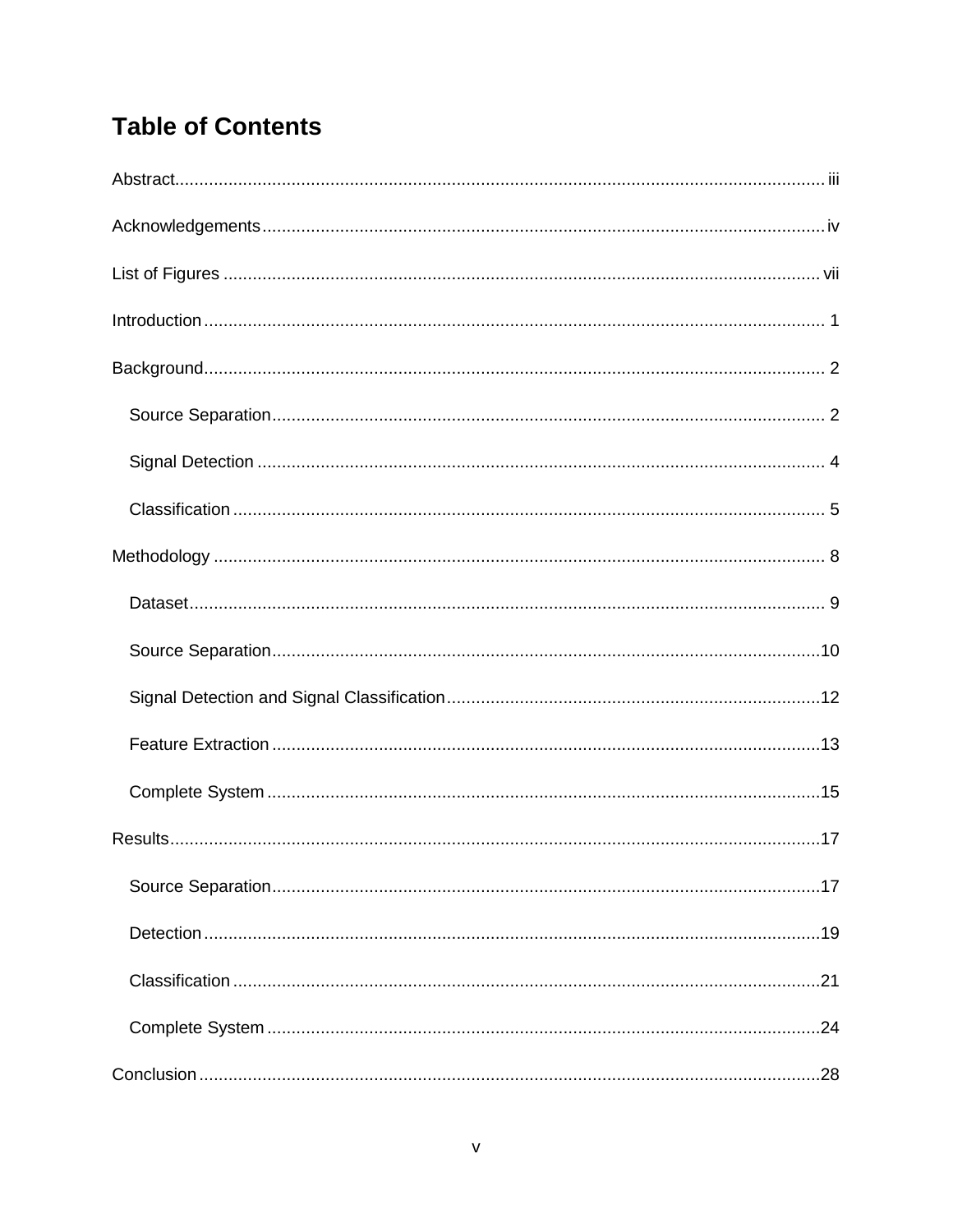# Table of Contents

Abstract ........................................................................................................................ iii

Acknowledgements ........................................................................................................ iv

List of Figures ............................................................................................................... vii

Introduction ..................................................................................................................... 1

Background ..................................................................................................................... 2

- Source Separation ...................................................................................................... 2
- Signal Detection .......................................................................................................... 4
- Classification ............................................................................................................... 5

Methodology ................................................................................................................... 8

- Dataset ......................................................................................................................... 9
- Source Separation ..................................................................................................... 10
- Signal Detection and Signal Classification ............................................................... 12
- Feature Extraction ..................................................................................................... 13
- Complete System ...................................................................................................... 15

Results ........................................................................................................................... 17

- Source Separation ..................................................................................................... 17
- Detection .................................................................................................................... 19
- Classification .............................................................................................................. 21
- Complete System ...................................................................................................... 24

Conclusion ..................................................................................................................... 28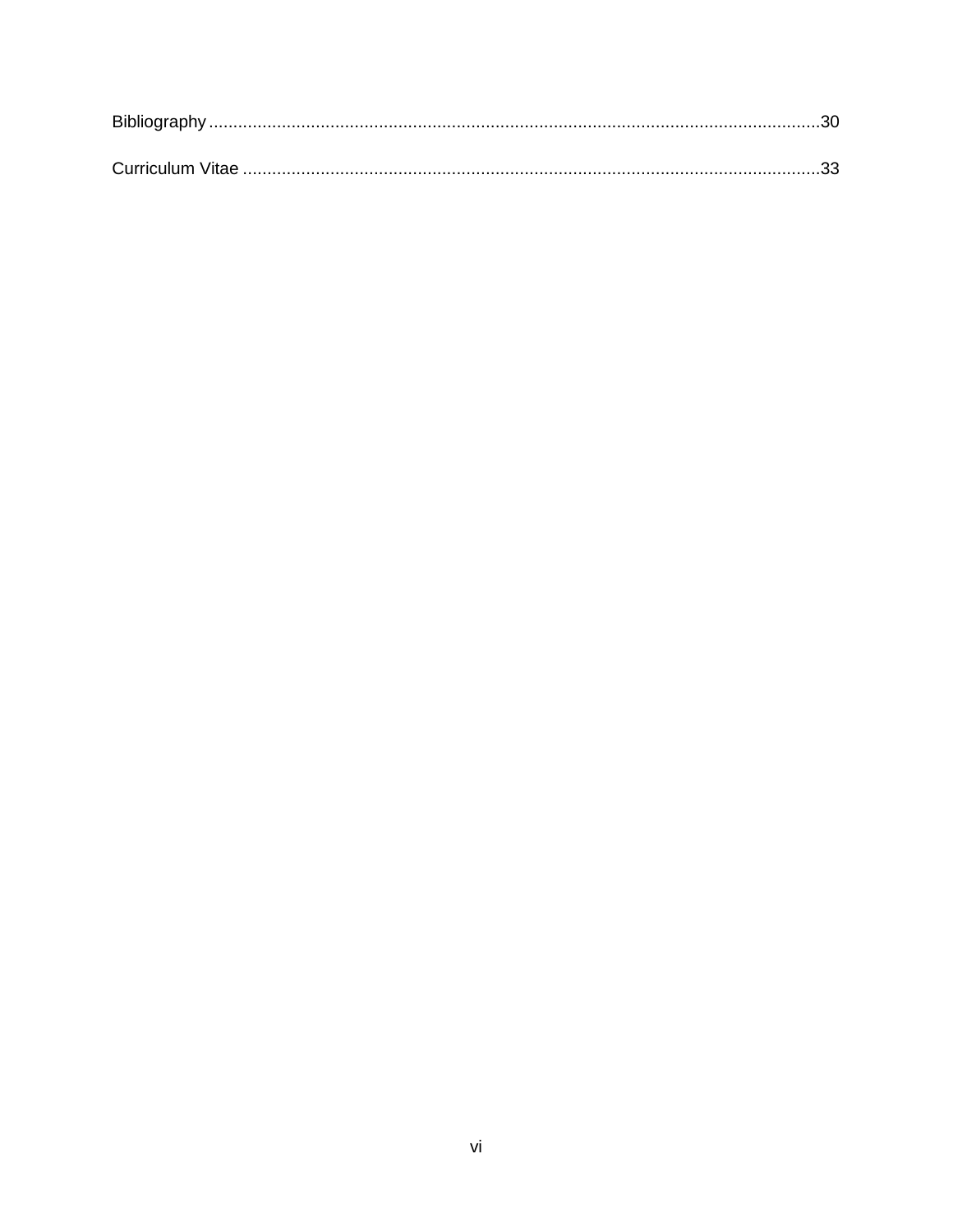Bibliography ............................................................................................................................ 30

Curriculum Vitae ..................................................................................................................... 33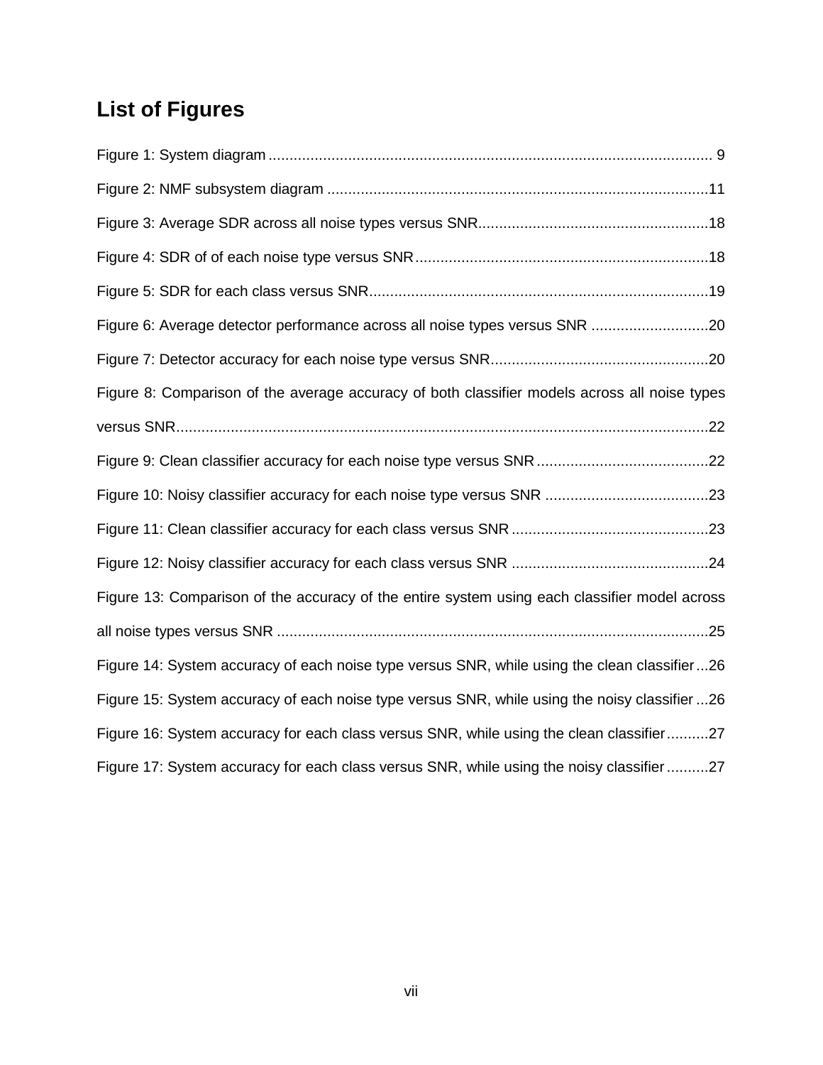# List of Figures

Figure 1: System diagram ........................................................................................................ 9

Figure 2: NMF subsystem diagram ..........................................................................................11

Figure 3: Average SDR across all noise types versus SNR......................................................18

Figure 4: SDR of of each noise type versus SNR.....................................................................18

Figure 5: SDR for each class versus SNR................................................................................19

Figure 6: Average detector performance across all noise types versus SNR ............................20

Figure 7: Detector accuracy for each noise type versus SNR...................................................20

Figure 8: Comparison of the average accuracy of both classifier models across all noise types versus SNR.............................................................................................................................22

Figure 9: Clean classifier accuracy for each noise type versus SNR.........................................22

Figure 10: Noisy classifier accuracy for each noise type versus SNR .......................................23

Figure 11: Clean classifier accuracy for each class versus SNR ...............................................23

Figure 12: Noisy classifier accuracy for each class versus SNR ...............................................24

Figure 13: Comparison of the accuracy of the entire system using each classifier model across all noise types versus SNR ......................................................................................................25

Figure 14: System accuracy of each noise type versus SNR, while using the clean classifier...26

Figure 15: System accuracy of each noise type versus SNR, while using the noisy classifier ...26

Figure 16: System accuracy for each class versus SNR, while using the clean classifier..........27

Figure 17: System accuracy for each class versus SNR, while using the noisy classifier..........27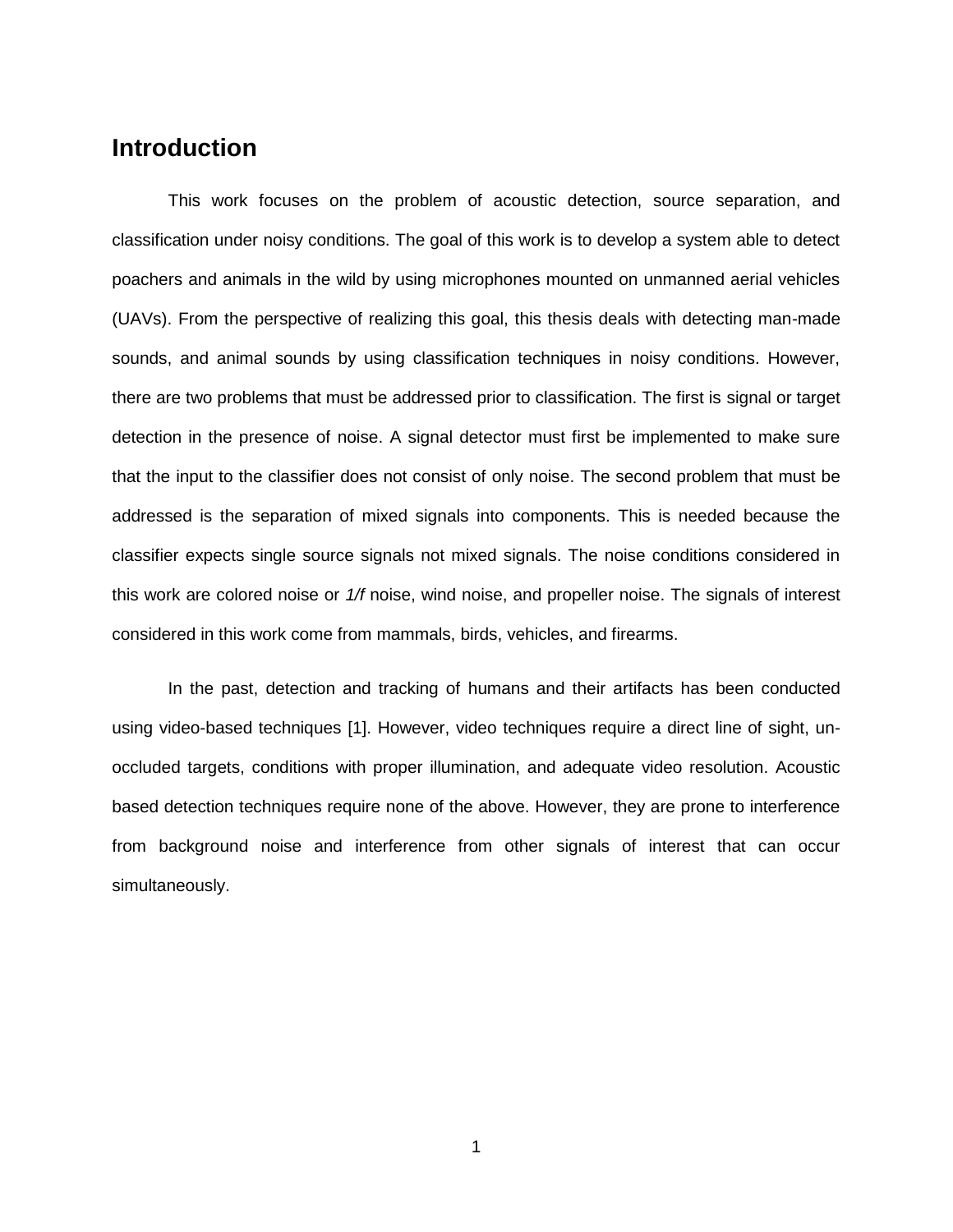# Introduction

This work focuses on the problem of acoustic detection, source separation, and classification under noisy conditions. The goal of this work is to develop a system able to detect poachers and animals in the wild by using microphones mounted on unmanned aerial vehicles (UAVs). From the perspective of realizing this goal, this thesis deals with detecting man-made sounds, and animal sounds by using classification techniques in noisy conditions. However, there are two problems that must be addressed prior to classification. The first is signal or target detection in the presence of noise. A signal detector must first be implemented to make sure that the input to the classifier does not consist of only noise. The second problem that must be addressed is the separation of mixed signals into components. This is needed because the classifier expects single source signals not mixed signals. The noise conditions considered in this work are colored noise or *1/f* noise, wind noise, and propeller noise. The signals of interest considered in this work come from mammals, birds, vehicles, and firearms.

In the past, detection and tracking of humans and their artifacts has been conducted using video-based techniques [1]. However, video techniques require a direct line of sight, un-occluded targets, conditions with proper illumination, and adequate video resolution. Acoustic based detection techniques require none of the above. However, they are prone to interference from background noise and interference from other signals of interest that can occur simultaneously.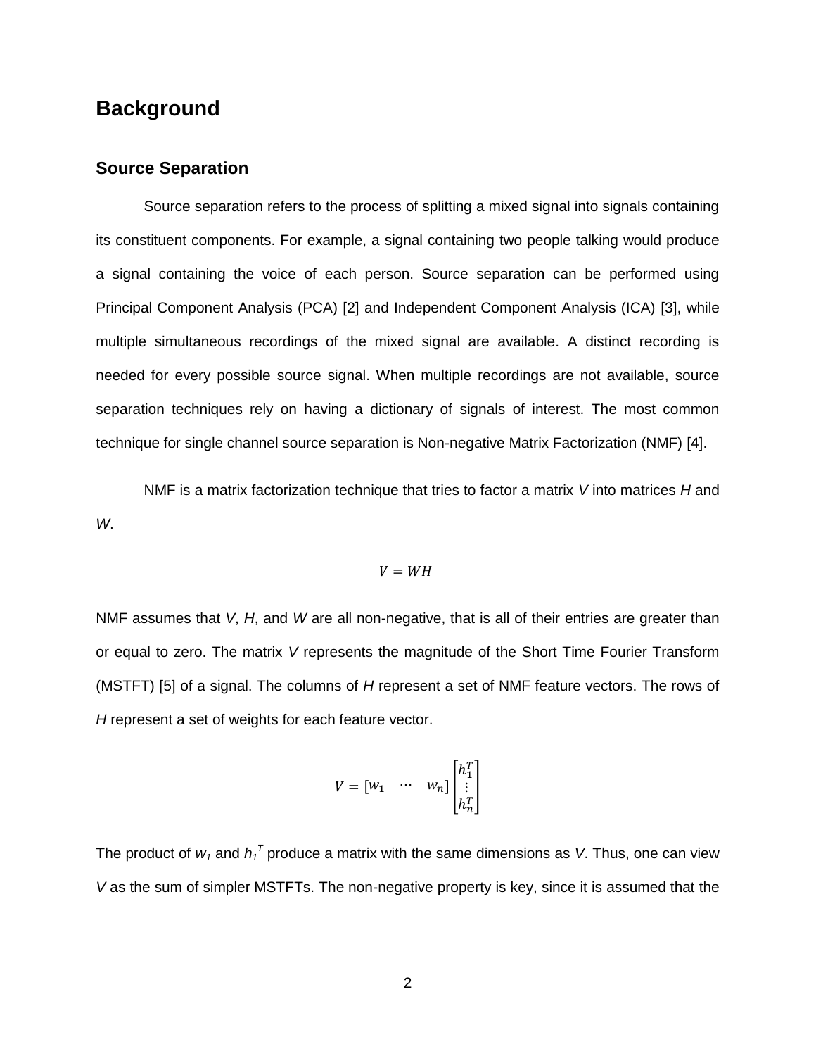# Background

## Source Separation

Source separation refers to the process of splitting a mixed signal into signals containing its constituent components. For example, a signal containing two people talking would produce a signal containing the voice of each person. Source separation can be performed using Principal Component Analysis (PCA) [2] and Independent Component Analysis (ICA) [3], while multiple simultaneous recordings of the mixed signal are available. A distinct recording is needed for every possible source signal. When multiple recordings are not available, source separation techniques rely on having a dictionary of signals of interest. The most common technique for single channel source separation is Non-negative Matrix Factorization (NMF) [4].

NMF is a matrix factorization technique that tries to factor a matrix *V* into matrices *H* and *W*.

$$V = WH$$

NMF assumes that *V*, *H*, and *W* are all non-negative, that is all of their entries are greater than or equal to zero. The matrix *V* represents the magnitude of the Short Time Fourier Transform (MSTFT) [5] of a signal. The columns of *H* represent a set of NMF feature vectors. The rows of *H* represent a set of weights for each feature vector.

$$V = \begin{bmatrix} w_1 & \cdots & w_n \end{bmatrix} \begin{bmatrix} h_1^T \\ \vdots \\ h_n^T \end{bmatrix}$$

The product of $w_1$ and $h_1^T$ produce a matrix with the same dimensions as *V*. Thus, one can view *V* as the sum of simpler MSTFTs. The non-negative property is key, since it is assumed that the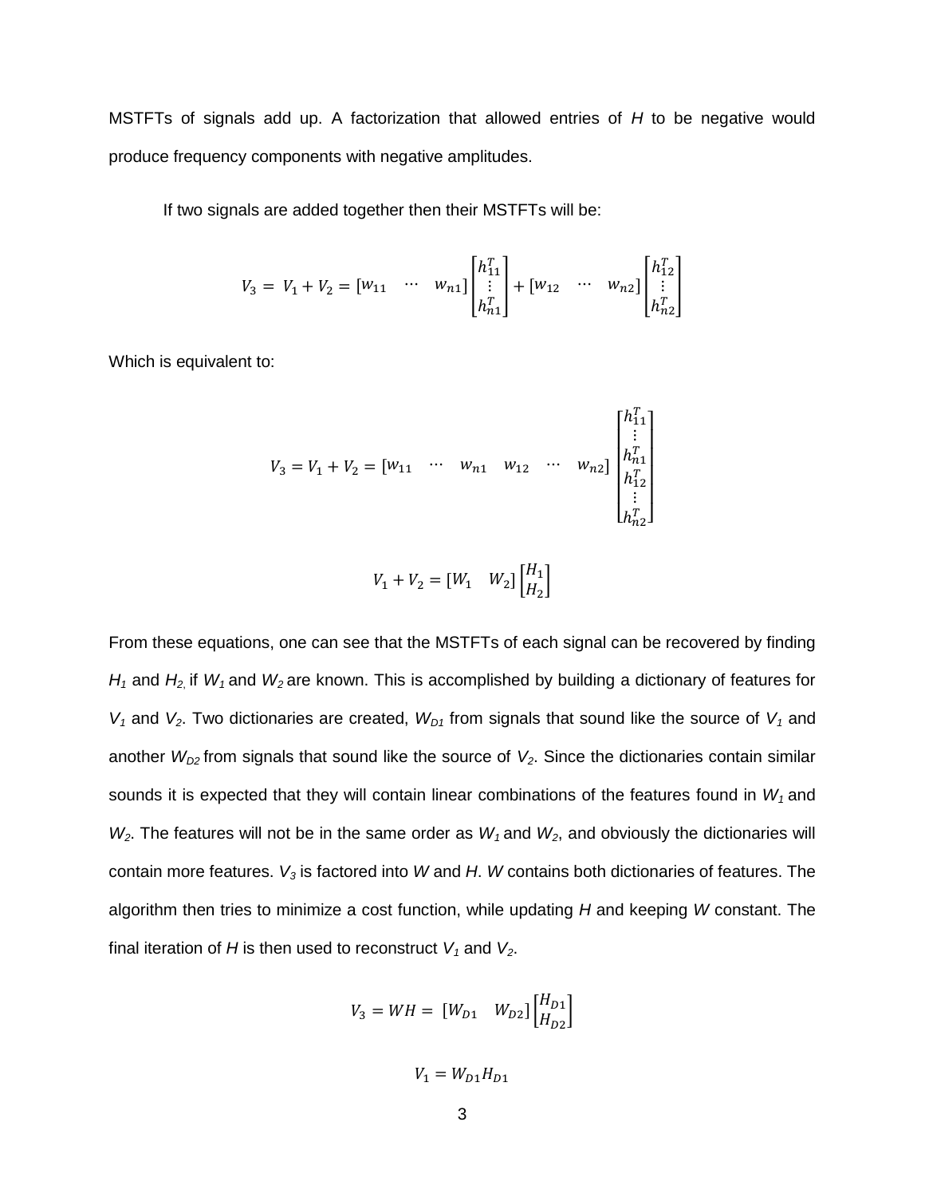MSTFTs of signals add up. A factorization that allowed entries of $H$ to be negative would produce frequency components with negative amplitudes.

If two signals are added together then their MSTFTs will be:

$$V_3 = V_1 + V_2 = [w_{11} \quad \cdots \quad w_{n1}] \begin{bmatrix} h_{11}^T \\ \vdots \\ h_{n1}^T \end{bmatrix} + [w_{12} \quad \cdots \quad w_{n2}] \begin{bmatrix} h_{12}^T \\ \vdots \\ h_{n2}^T \end{bmatrix}$$

Which is equivalent to:

$$V_3 = V_1 + V_2 = [w_{11} \quad \cdots \quad w_{n1} \quad w_{12} \quad \cdots \quad w_{n2}] \begin{bmatrix} h_{11}^T \\ \vdots \\ h_{n1}^T \\ h_{12}^T \\ \vdots \\ h_{n2}^T \end{bmatrix}$$

$$V_1 + V_2 = [W_1 \quad W_2] \begin{bmatrix} H_1 \\ H_2 \end{bmatrix}$$

From these equations, one can see that the MSTFTs of each signal can be recovered by finding $H_1$ and $H_2$, if $W_1$ and $W_2$ are known. This is accomplished by building a dictionary of features for $V_1$ and $V_2$. Two dictionaries are created, $W_{D1}$ from signals that sound like the source of $V_1$ and another $W_{D2}$ from signals that sound like the source of $V_2$. Since the dictionaries contain similar sounds it is expected that they will contain linear combinations of the features found in $W_1$ and $W_2$. The features will not be in the same order as $W_1$ and $W_2$, and obviously the dictionaries will contain more features. $V_3$ is factored into $W$ and $H$. $W$ contains both dictionaries of features. The algorithm then tries to minimize a cost function, while updating $H$ and keeping $W$ constant. The final iteration of $H$ is then used to reconstruct $V_1$ and $V_2$.

$$V_3 = WH = [W_{D1} \quad W_{D2}] \begin{bmatrix} H_{D1} \\ H_{D2} \end{bmatrix}$$

$$V_1 = W_{D1} H_{D1}$$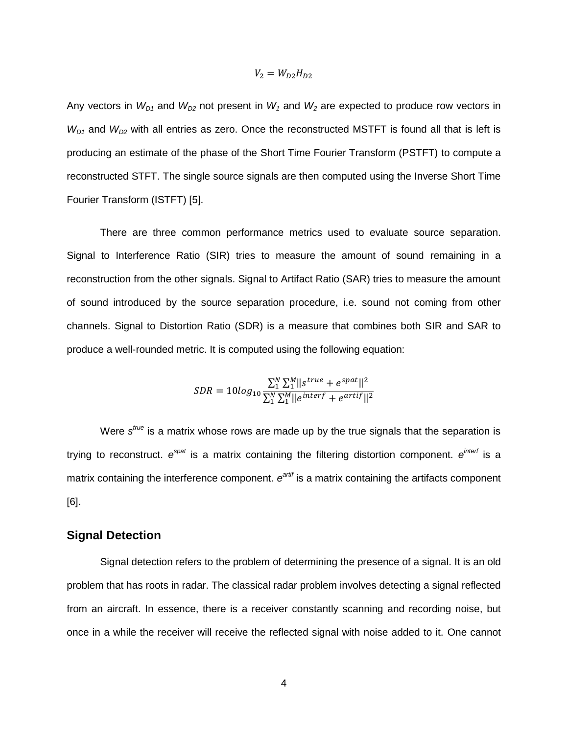$$V_2 = W_{D2}H_{D2}$$

Any vectors in $W_{D1}$ and $W_{D2}$ not present in $W_1$ and $W_2$ are expected to produce row vectors in $W_{D1}$ and $W_{D2}$ with all entries as zero. Once the reconstructed MSTFT is found all that is left is producing an estimate of the phase of the Short Time Fourier Transform (PSTFT) to compute a reconstructed STFT. The single source signals are then computed using the Inverse Short Time Fourier Transform (ISTFT) [5].

There are three common performance metrics used to evaluate source separation. Signal to Interference Ratio (SIR) tries to measure the amount of sound remaining in a reconstruction from the other signals. Signal to Artifact Ratio (SAR) tries to measure the amount of sound introduced by the source separation procedure, i.e. sound not coming from other channels. Signal to Distortion Ratio (SDR) is a measure that combines both SIR and SAR to produce a well-rounded metric. It is computed using the following equation:

$$SDR = 10log_{10}\frac{\sum_1^N \sum_1^M \|s^{true} + e^{spat}\|^2}{\sum_1^N \sum_1^M \|e^{interf} + e^{artif}\|^2}$$

Were $s^{true}$ is a matrix whose rows are made up by the true signals that the separation is trying to reconstruct. $e^{spat}$ is a matrix containing the filtering distortion component. $e^{interf}$ is a matrix containing the interference component. $e^{artif}$ is a matrix containing the artifacts component [6].

## Signal Detection

Signal detection refers to the problem of determining the presence of a signal. It is an old problem that has roots in radar. The classical radar problem involves detecting a signal reflected from an aircraft. In essence, there is a receiver constantly scanning and recording noise, but once in a while the receiver will receive the reflected signal with noise added to it. One cannot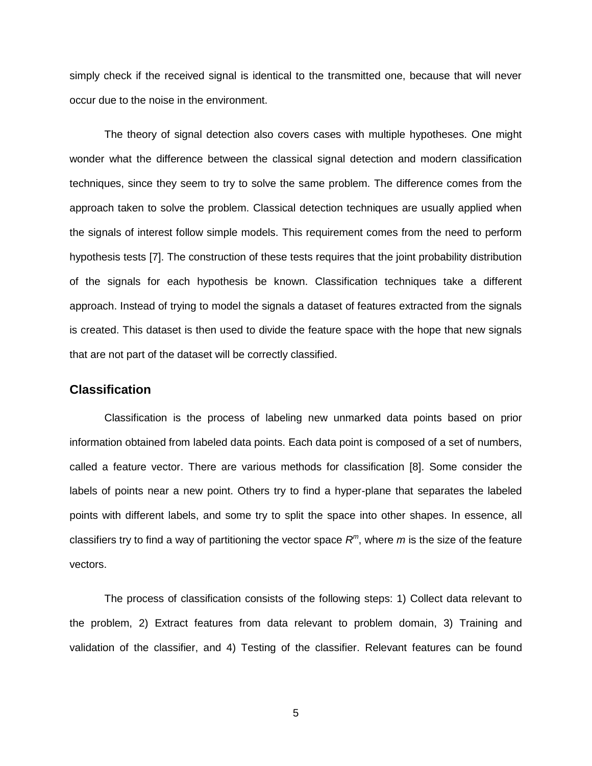simply check if the received signal is identical to the transmitted one, because that will never occur due to the noise in the environment.

The theory of signal detection also covers cases with multiple hypotheses. One might wonder what the difference between the classical signal detection and modern classification techniques, since they seem to try to solve the same problem. The difference comes from the approach taken to solve the problem. Classical detection techniques are usually applied when the signals of interest follow simple models. This requirement comes from the need to perform hypothesis tests [7]. The construction of these tests requires that the joint probability distribution of the signals for each hypothesis be known. Classification techniques take a different approach. Instead of trying to model the signals a dataset of features extracted from the signals is created. This dataset is then used to divide the feature space with the hope that new signals that are not part of the dataset will be correctly classified.

## Classification

Classification is the process of labeling new unmarked data points based on prior information obtained from labeled data points. Each data point is composed of a set of numbers, called a feature vector. There are various methods for classification [8]. Some consider the labels of points near a new point. Others try to find a hyper-plane that separates the labeled points with different labels, and some try to split the space into other shapes. In essence, all classifiers try to find a way of partitioning the vector space $R^m$, where $m$ is the size of the feature vectors.

The process of classification consists of the following steps: 1) Collect data relevant to the problem, 2) Extract features from data relevant to problem domain, 3) Training and validation of the classifier, and 4) Testing of the classifier. Relevant features can be found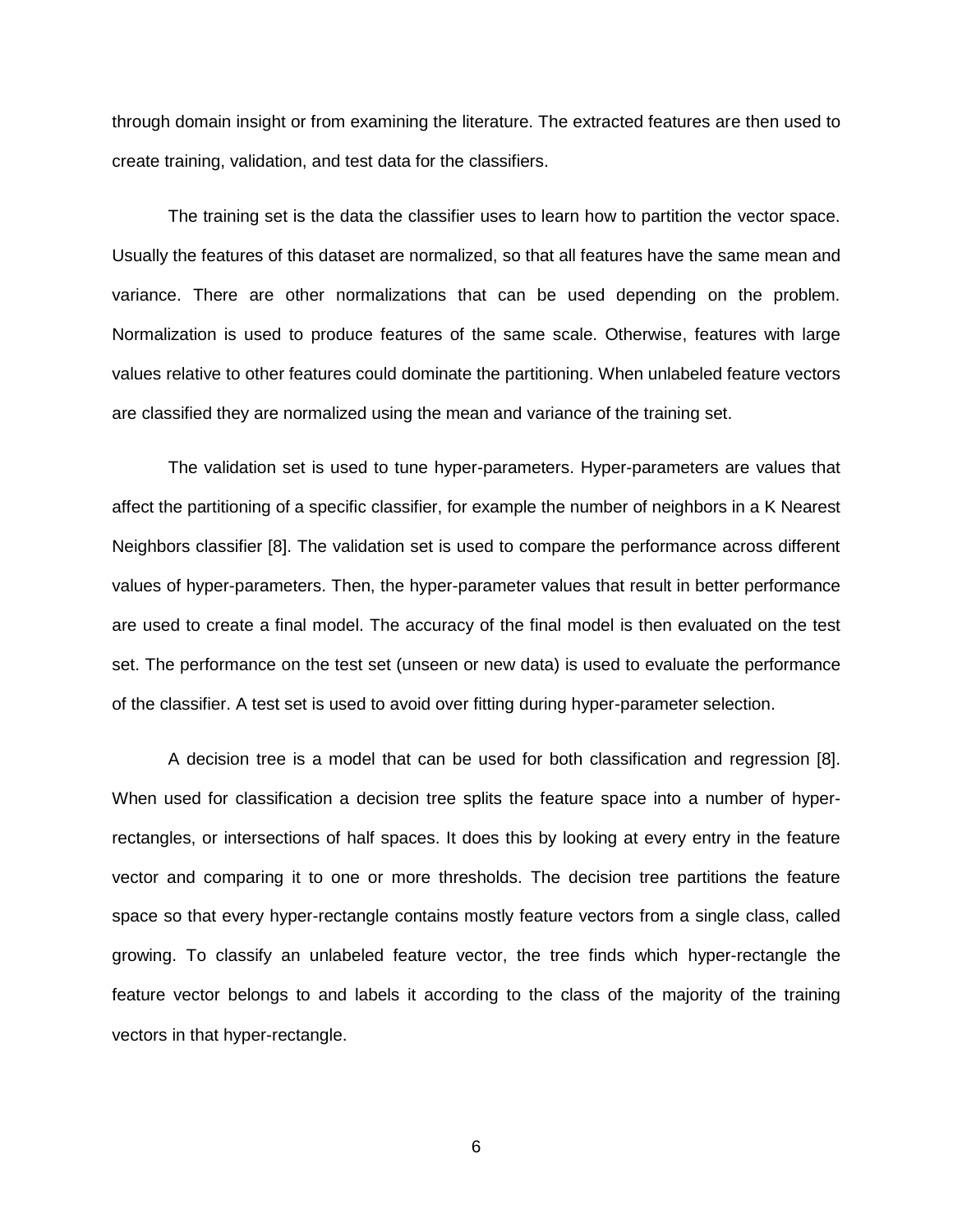through domain insight or from examining the literature. The extracted features are then used to create training, validation, and test data for the classifiers.

The training set is the data the classifier uses to learn how to partition the vector space. Usually the features of this dataset are normalized, so that all features have the same mean and variance. There are other normalizations that can be used depending on the problem. Normalization is used to produce features of the same scale. Otherwise, features with large values relative to other features could dominate the partitioning. When unlabeled feature vectors are classified they are normalized using the mean and variance of the training set.

The validation set is used to tune hyper-parameters. Hyper-parameters are values that affect the partitioning of a specific classifier, for example the number of neighbors in a K Nearest Neighbors classifier [8]. The validation set is used to compare the performance across different values of hyper-parameters. Then, the hyper-parameter values that result in better performance are used to create a final model. The accuracy of the final model is then evaluated on the test set. The performance on the test set (unseen or new data) is used to evaluate the performance of the classifier. A test set is used to avoid over fitting during hyper-parameter selection.

A decision tree is a model that can be used for both classification and regression [8]. When used for classification a decision tree splits the feature space into a number of hyper-rectangles, or intersections of half spaces. It does this by looking at every entry in the feature vector and comparing it to one or more thresholds. The decision tree partitions the feature space so that every hyper-rectangle contains mostly feature vectors from a single class, called growing. To classify an unlabeled feature vector, the tree finds which hyper-rectangle the feature vector belongs to and labels it according to the class of the majority of the training vectors in that hyper-rectangle.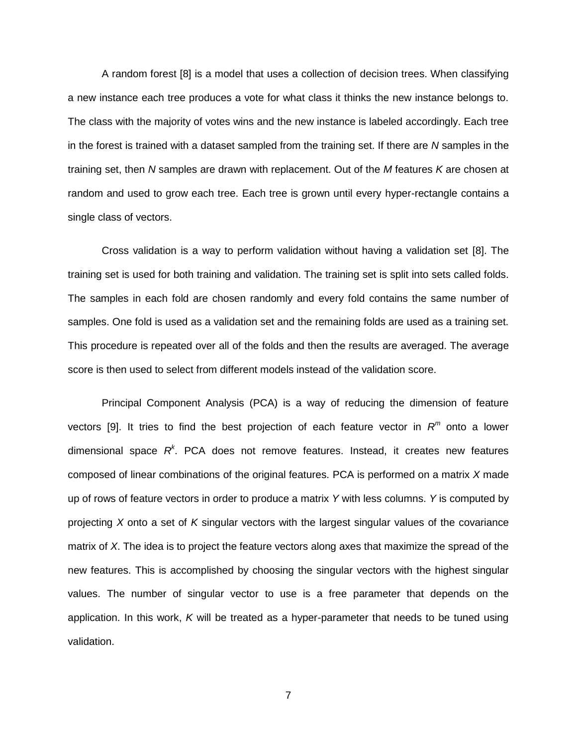A random forest [8] is a model that uses a collection of decision trees. When classifying a new instance each tree produces a vote for what class it thinks the new instance belongs to. The class with the majority of votes wins and the new instance is labeled accordingly. Each tree in the forest is trained with a dataset sampled from the training set. If there are $N$ samples in the training set, then $N$ samples are drawn with replacement. Out of the $M$ features $K$ are chosen at random and used to grow each tree. Each tree is grown until every hyper-rectangle contains a single class of vectors.

Cross validation is a way to perform validation without having a validation set [8]. The training set is used for both training and validation. The training set is split into sets called folds. The samples in each fold are chosen randomly and every fold contains the same number of samples. One fold is used as a validation set and the remaining folds are used as a training set. This procedure is repeated over all of the folds and then the results are averaged. The average score is then used to select from different models instead of the validation score.

Principal Component Analysis (PCA) is a way of reducing the dimension of feature vectors [9]. It tries to find the best projection of each feature vector in $R^m$ onto a lower dimensional space $R^k$. PCA does not remove features. Instead, it creates new features composed of linear combinations of the original features. PCA is performed on a matrix $X$ made up of rows of feature vectors in order to produce a matrix $Y$ with less columns. $Y$ is computed by projecting $X$ onto a set of $K$ singular vectors with the largest singular values of the covariance matrix of $X$. The idea is to project the feature vectors along axes that maximize the spread of the new features. This is accomplished by choosing the singular vectors with the highest singular values. The number of singular vector to use is a free parameter that depends on the application. In this work, $K$ will be treated as a hyper-parameter that needs to be tuned using validation.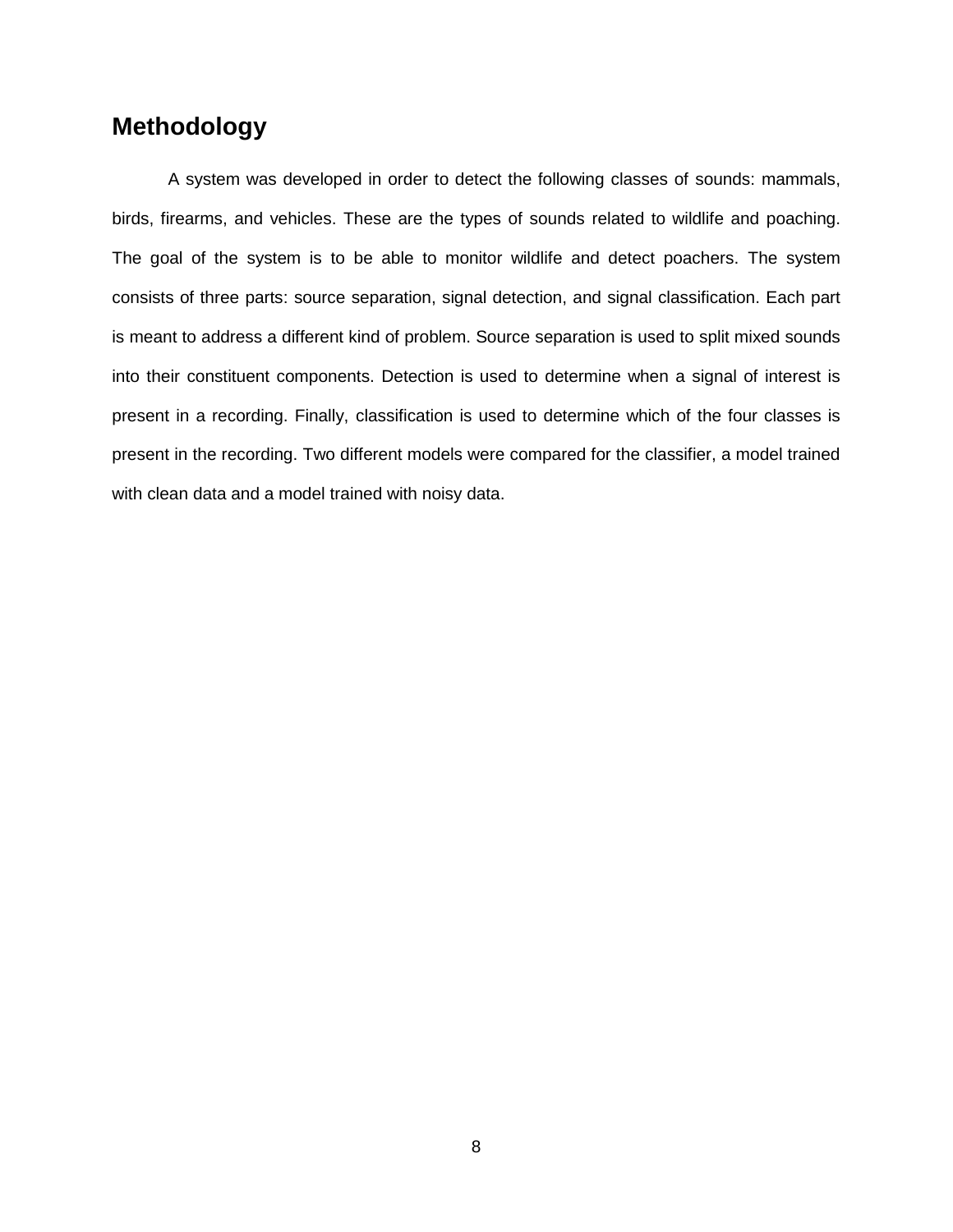# Methodology

A system was developed in order to detect the following classes of sounds: mammals, birds, firearms, and vehicles. These are the types of sounds related to wildlife and poaching. The goal of the system is to be able to monitor wildlife and detect poachers. The system consists of three parts: source separation, signal detection, and signal classification. Each part is meant to address a different kind of problem. Source separation is used to split mixed sounds into their constituent components. Detection is used to determine when a signal of interest is present in a recording. Finally, classification is used to determine which of the four classes is present in the recording. Two different models were compared for the classifier, a model trained with clean data and a model trained with noisy data.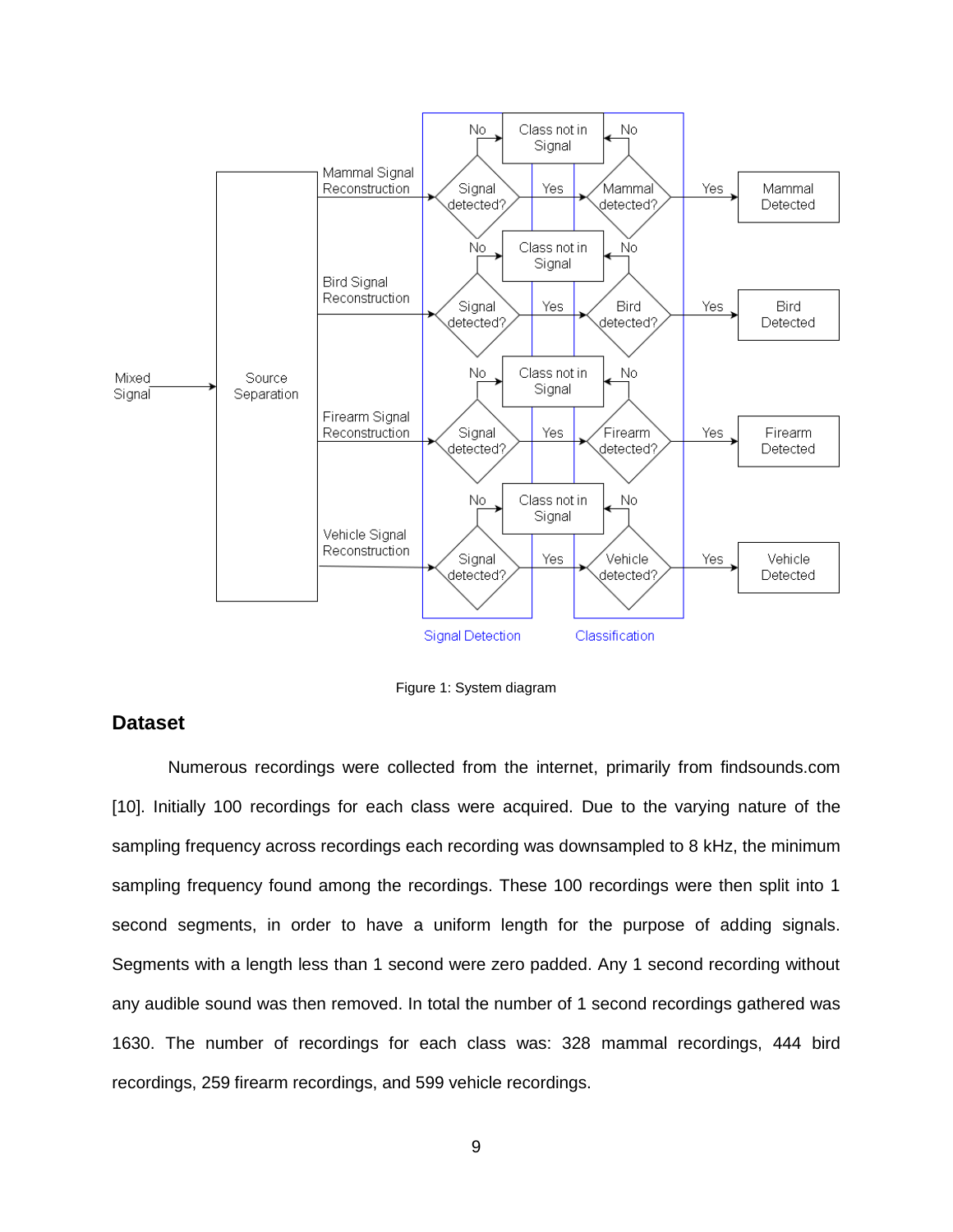Figure 1: System diagram

## Dataset

Numerous recordings were collected from the internet, primarily from findsounds.com [10]. Initially 100 recordings for each class were acquired. Due to the varying nature of the sampling frequency across recordings each recording was downsampled to 8 kHz, the minimum sampling frequency found among the recordings. These 100 recordings were then split into 1 second segments, in order to have a uniform length for the purpose of adding signals. Segments with a length less than 1 second were zero padded. Any 1 second recording without any audible sound was then removed. In total the number of 1 second recordings gathered was 1630. The number of recordings for each class was: 328 mammal recordings, 444 bird recordings, 259 firearm recordings, and 599 vehicle recordings.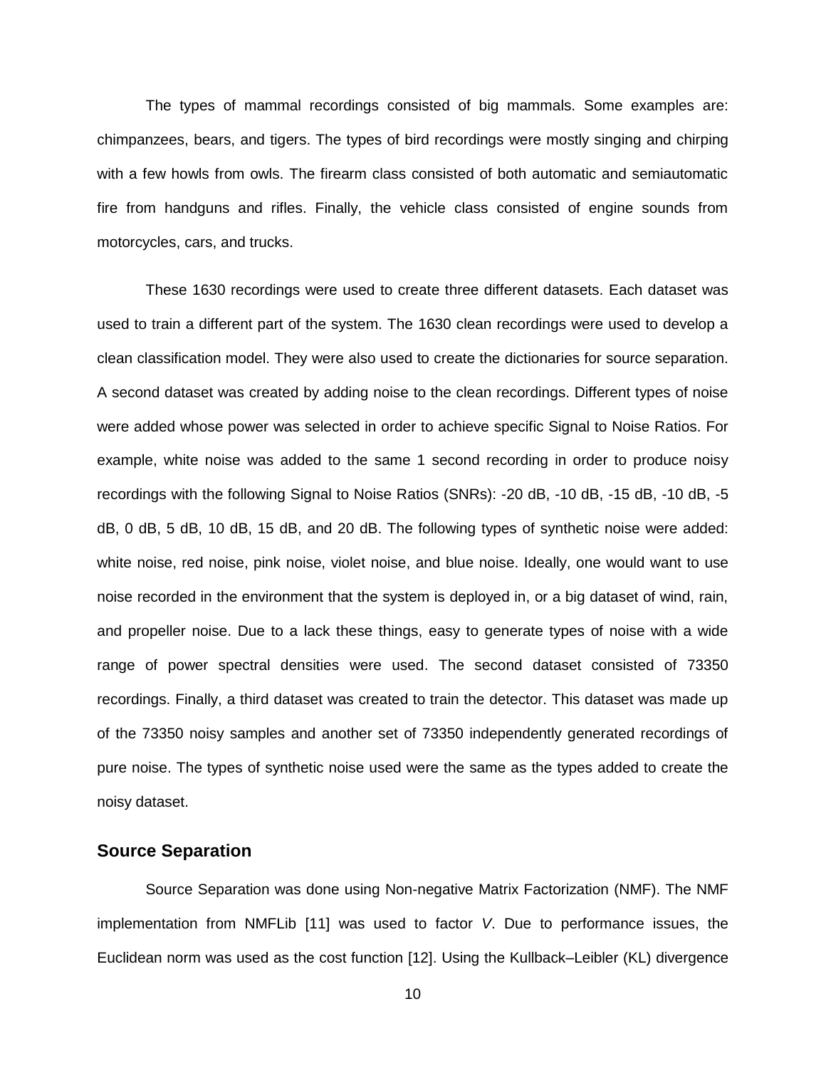The types of mammal recordings consisted of big mammals. Some examples are: chimpanzees, bears, and tigers. The types of bird recordings were mostly singing and chirping with a few howls from owls. The firearm class consisted of both automatic and semiautomatic fire from handguns and rifles. Finally, the vehicle class consisted of engine sounds from motorcycles, cars, and trucks.

These 1630 recordings were used to create three different datasets. Each dataset was used to train a different part of the system. The 1630 clean recordings were used to develop a clean classification model. They were also used to create the dictionaries for source separation. A second dataset was created by adding noise to the clean recordings. Different types of noise were added whose power was selected in order to achieve specific Signal to Noise Ratios. For example, white noise was added to the same 1 second recording in order to produce noisy recordings with the following Signal to Noise Ratios (SNRs): -20 dB, -10 dB, -15 dB, -10 dB, -5 dB, 0 dB, 5 dB, 10 dB, 15 dB, and 20 dB. The following types of synthetic noise were added: white noise, red noise, pink noise, violet noise, and blue noise. Ideally, one would want to use noise recorded in the environment that the system is deployed in, or a big dataset of wind, rain, and propeller noise. Due to a lack these things, easy to generate types of noise with a wide range of power spectral densities were used. The second dataset consisted of 73350 recordings. Finally, a third dataset was created to train the detector. This dataset was made up of the 73350 noisy samples and another set of 73350 independently generated recordings of pure noise. The types of synthetic noise used were the same as the types added to create the noisy dataset.

## Source Separation

Source Separation was done using Non-negative Matrix Factorization (NMF). The NMF implementation from NMFLib [11] was used to factor $V$. Due to performance issues, the Euclidean norm was used as the cost function [12]. Using the Kullback–Leibler (KL) divergence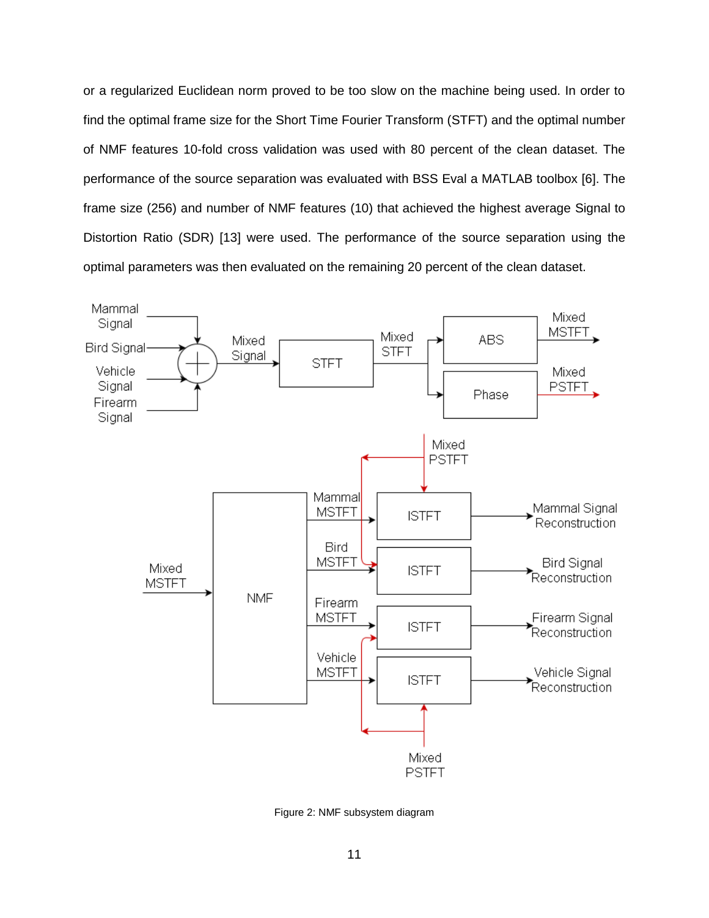or a regularized Euclidean norm proved to be too slow on the machine being used. In order to find the optimal frame size for the Short Time Fourier Transform (STFT) and the optimal number of NMF features 10-fold cross validation was used with 80 percent of the clean dataset. The performance of the source separation was evaluated with BSS Eval a MATLAB toolbox [6]. The frame size (256) and number of NMF features (10) that achieved the highest average Signal to Distortion Ratio (SDR) [13] were used. The performance of the source separation using the optimal parameters was then evaluated on the remaining 20 percent of the clean dataset.

Figure 2: NMF subsystem diagram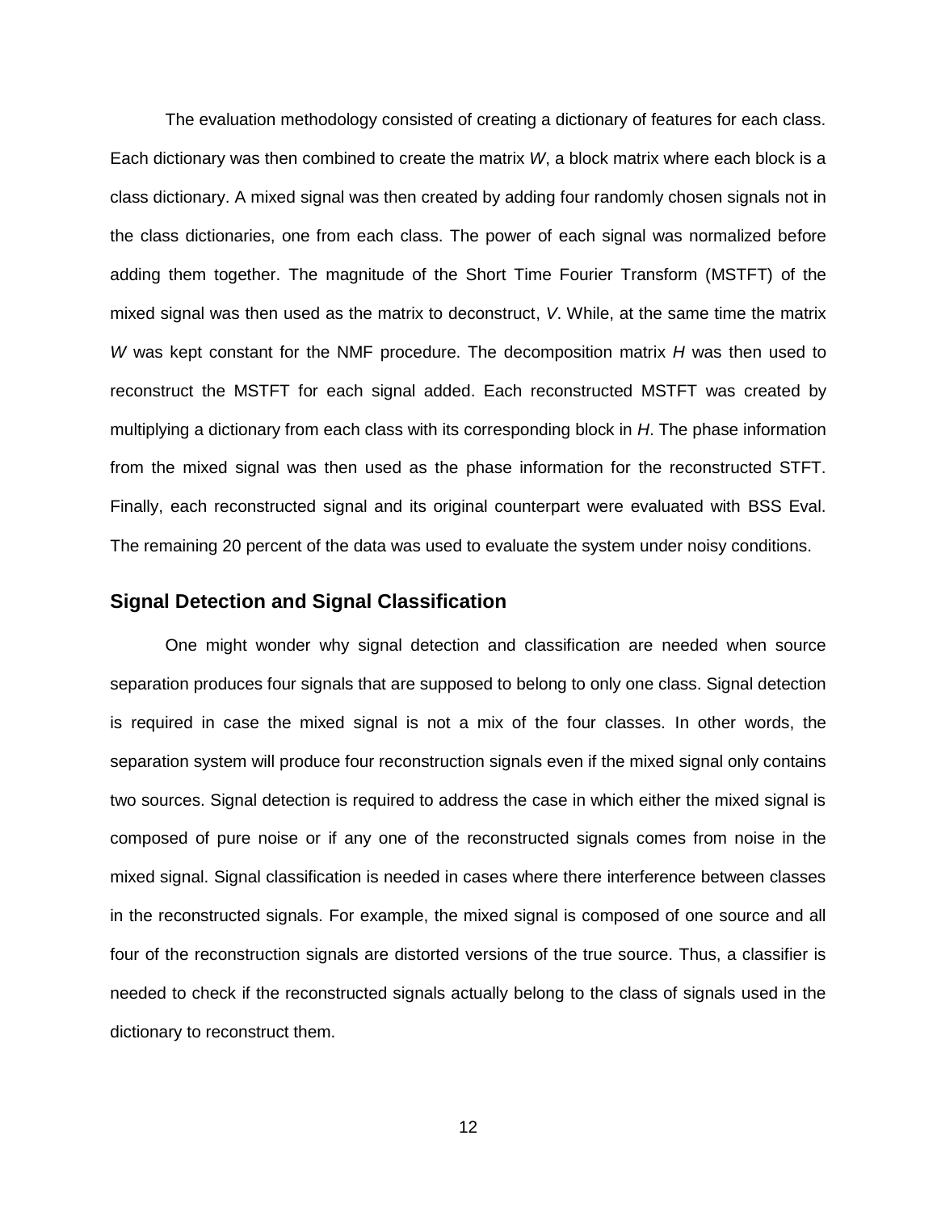The evaluation methodology consisted of creating a dictionary of features for each class. Each dictionary was then combined to create the matrix *W*, a block matrix where each block is a class dictionary. A mixed signal was then created by adding four randomly chosen signals not in the class dictionaries, one from each class. The power of each signal was normalized before adding them together. The magnitude of the Short Time Fourier Transform (MSTFT) of the mixed signal was then used as the matrix to deconstruct, *V*. While, at the same time the matrix *W* was kept constant for the NMF procedure. The decomposition matrix *H* was then used to reconstruct the MSTFT for each signal added. Each reconstructed MSTFT was created by multiplying a dictionary from each class with its corresponding block in *H*. The phase information from the mixed signal was then used as the phase information for the reconstructed STFT. Finally, each reconstructed signal and its original counterpart were evaluated with BSS Eval. The remaining 20 percent of the data was used to evaluate the system under noisy conditions.

## Signal Detection and Signal Classification

One might wonder why signal detection and classification are needed when source separation produces four signals that are supposed to belong to only one class. Signal detection is required in case the mixed signal is not a mix of the four classes. In other words, the separation system will produce four reconstruction signals even if the mixed signal only contains two sources. Signal detection is required to address the case in which either the mixed signal is composed of pure noise or if any one of the reconstructed signals comes from noise in the mixed signal. Signal classification is needed in cases where there interference between classes in the reconstructed signals. For example, the mixed signal is composed of one source and all four of the reconstruction signals are distorted versions of the true source. Thus, a classifier is needed to check if the reconstructed signals actually belong to the class of signals used in the dictionary to reconstruct them.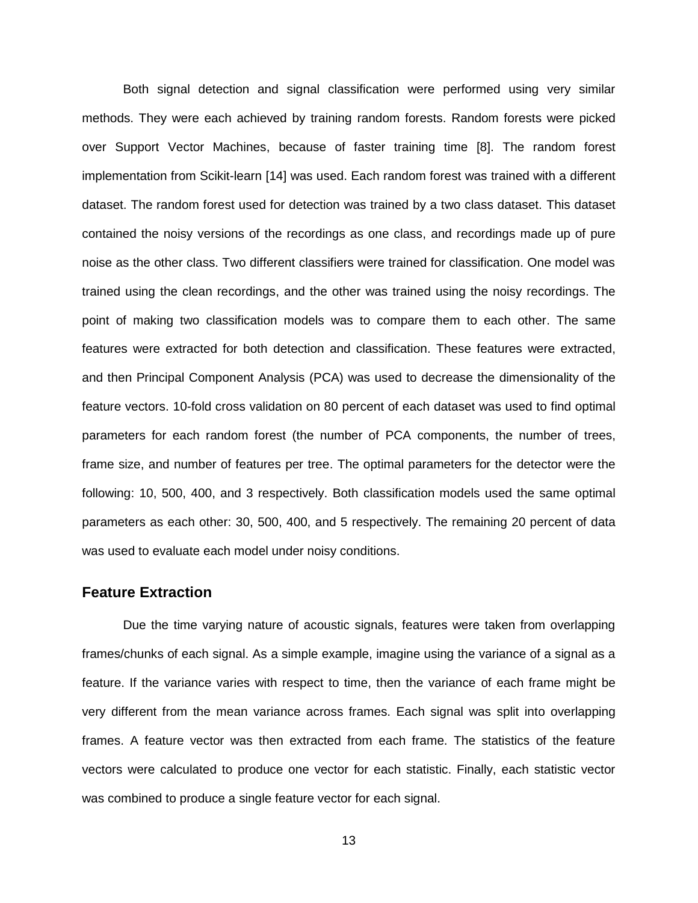Both signal detection and signal classification were performed using very similar methods. They were each achieved by training random forests. Random forests were picked over Support Vector Machines, because of faster training time [8]. The random forest implementation from Scikit-learn [14] was used. Each random forest was trained with a different dataset. The random forest used for detection was trained by a two class dataset. This dataset contained the noisy versions of the recordings as one class, and recordings made up of pure noise as the other class. Two different classifiers were trained for classification. One model was trained using the clean recordings, and the other was trained using the noisy recordings. The point of making two classification models was to compare them to each other. The same features were extracted for both detection and classification. These features were extracted, and then Principal Component Analysis (PCA) was used to decrease the dimensionality of the feature vectors. 10-fold cross validation on 80 percent of each dataset was used to find optimal parameters for each random forest (the number of PCA components, the number of trees, frame size, and number of features per tree. The optimal parameters for the detector were the following: 10, 500, 400, and 3 respectively. Both classification models used the same optimal parameters as each other: 30, 500, 400, and 5 respectively. The remaining 20 percent of data was used to evaluate each model under noisy conditions.

## Feature Extraction

Due the time varying nature of acoustic signals, features were taken from overlapping frames/chunks of each signal. As a simple example, imagine using the variance of a signal as a feature. If the variance varies with respect to time, then the variance of each frame might be very different from the mean variance across frames. Each signal was split into overlapping frames. A feature vector was then extracted from each frame. The statistics of the feature vectors were calculated to produce one vector for each statistic. Finally, each statistic vector was combined to produce a single feature vector for each signal.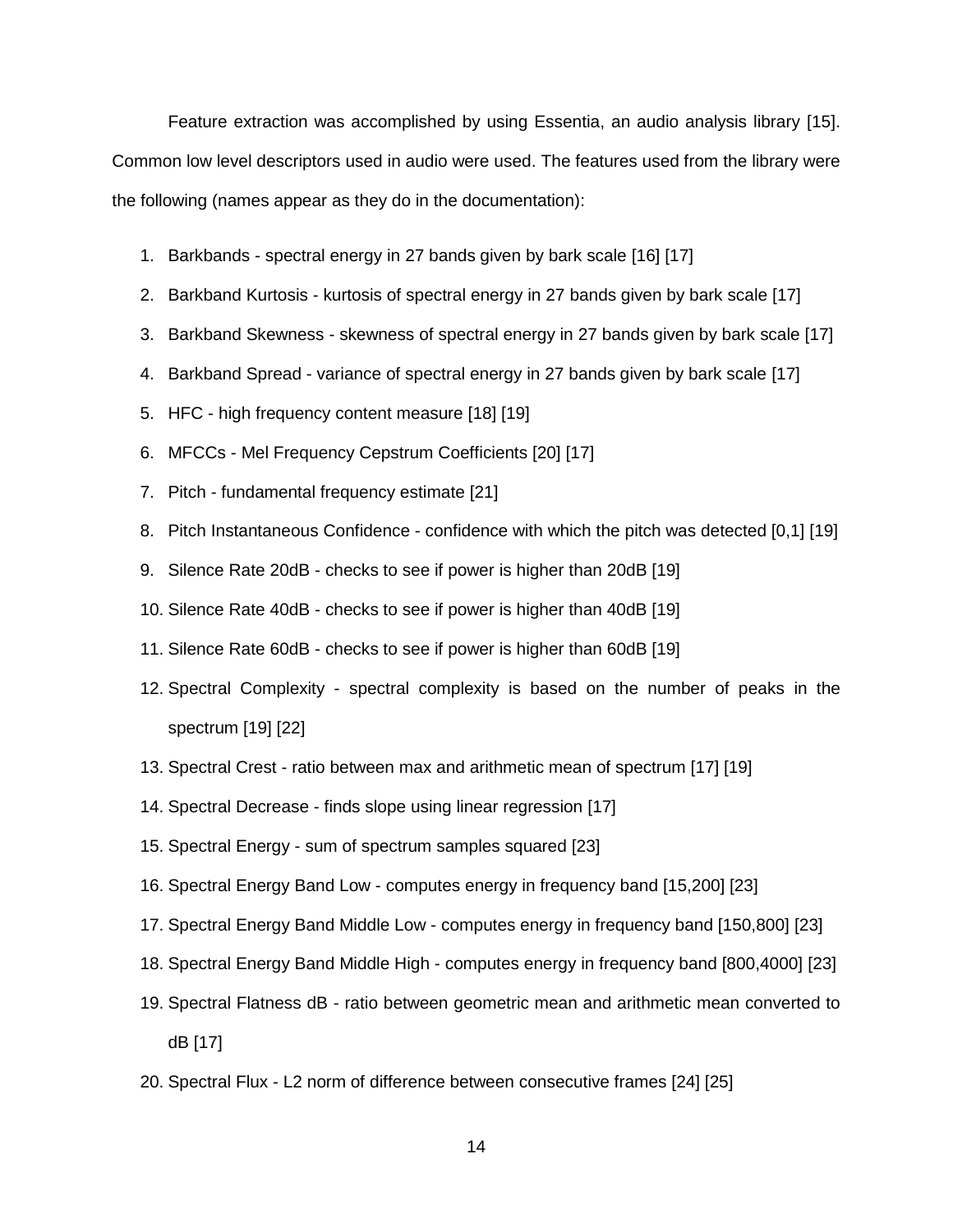Feature extraction was accomplished by using Essentia, an audio analysis library [15]. Common low level descriptors used in audio were used. The features used from the library were the following (names appear as they do in the documentation):

1. Barkbands - spectral energy in 27 bands given by bark scale [16] [17]
2. Barkband Kurtosis - kurtosis of spectral energy in 27 bands given by bark scale [17]
3. Barkband Skewness - skewness of spectral energy in 27 bands given by bark scale [17]
4. Barkband Spread - variance of spectral energy in 27 bands given by bark scale [17]
5. HFC - high frequency content measure [18] [19]
6. MFCCs - Mel Frequency Cepstrum Coefficients [20] [17]
7. Pitch - fundamental frequency estimate [21]
8. Pitch Instantaneous Confidence - confidence with which the pitch was detected [0,1] [19]
9. Silence Rate 20dB - checks to see if power is higher than 20dB [19]
10. Silence Rate 40dB - checks to see if power is higher than 40dB [19]
11. Silence Rate 60dB - checks to see if power is higher than 60dB [19]
12. Spectral Complexity - spectral complexity is based on the number of peaks in the spectrum [19] [22]
13. Spectral Crest - ratio between max and arithmetic mean of spectrum [17] [19]
14. Spectral Decrease - finds slope using linear regression [17]
15. Spectral Energy - sum of spectrum samples squared [23]
16. Spectral Energy Band Low - computes energy in frequency band [15,200] [23]
17. Spectral Energy Band Middle Low - computes energy in frequency band [150,800] [23]
18. Spectral Energy Band Middle High - computes energy in frequency band [800,4000] [23]
19. Spectral Flatness dB - ratio between geometric mean and arithmetic mean converted to dB [17]
20. Spectral Flux - L2 norm of difference between consecutive frames [24] [25]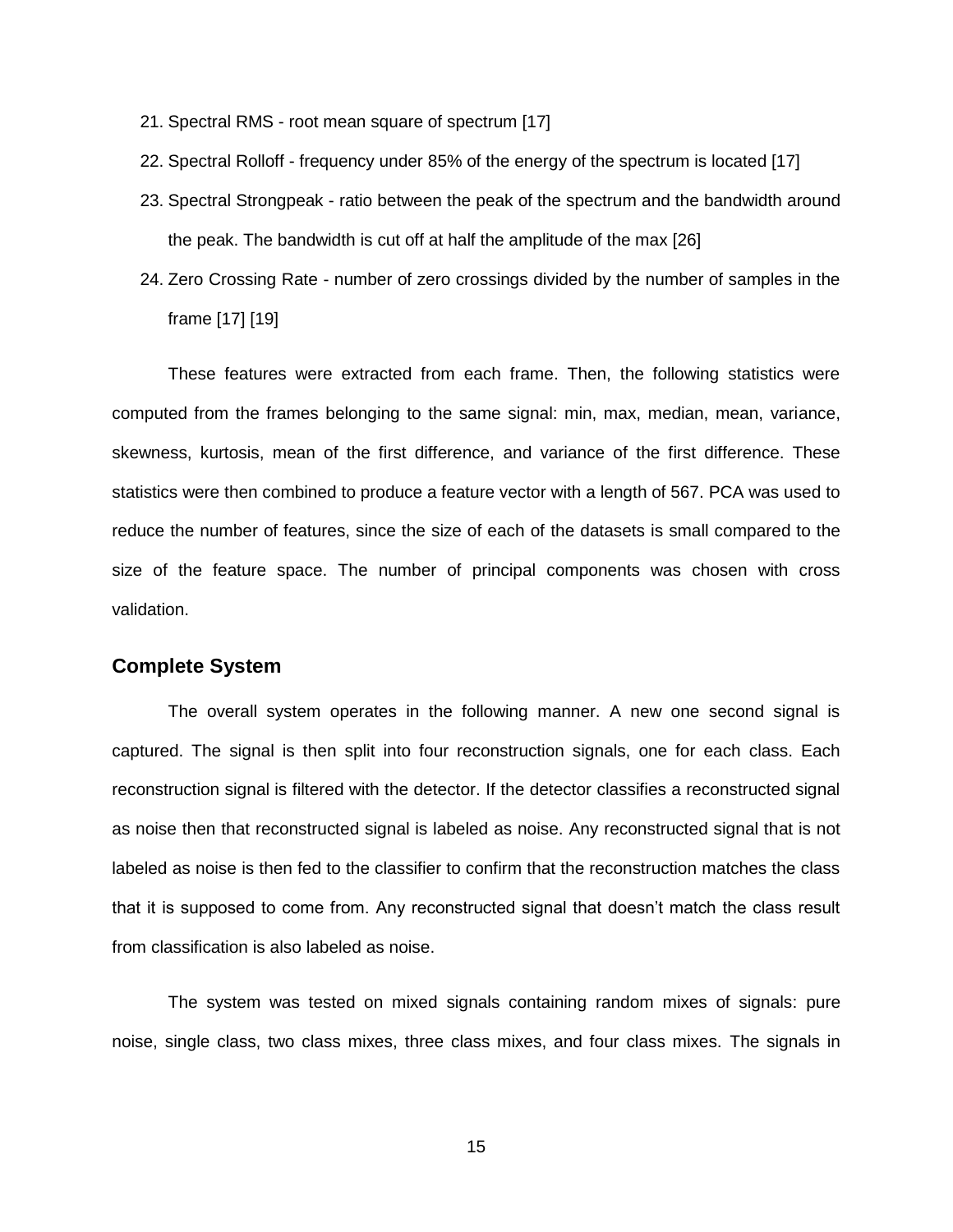21. Spectral RMS - root mean square of spectrum [17]
22. Spectral Rolloff - frequency under 85% of the energy of the spectrum is located [17]
23. Spectral Strongpeak - ratio between the peak of the spectrum and the bandwidth around the peak. The bandwidth is cut off at half the amplitude of the max [26]
24. Zero Crossing Rate - number of zero crossings divided by the number of samples in the frame [17] [19]

These features were extracted from each frame. Then, the following statistics were computed from the frames belonging to the same signal: min, max, median, mean, variance, skewness, kurtosis, mean of the first difference, and variance of the first difference. These statistics were then combined to produce a feature vector with a length of 567. PCA was used to reduce the number of features, since the size of each of the datasets is small compared to the size of the feature space. The number of principal components was chosen with cross validation.

## Complete System

The overall system operates in the following manner. A new one second signal is captured. The signal is then split into four reconstruction signals, one for each class. Each reconstruction signal is filtered with the detector. If the detector classifies a reconstructed signal as noise then that reconstructed signal is labeled as noise. Any reconstructed signal that is not labeled as noise is then fed to the classifier to confirm that the reconstruction matches the class that it is supposed to come from. Any reconstructed signal that doesn't match the class result from classification is also labeled as noise.

The system was tested on mixed signals containing random mixes of signals: pure noise, single class, two class mixes, three class mixes, and four class mixes. The signals in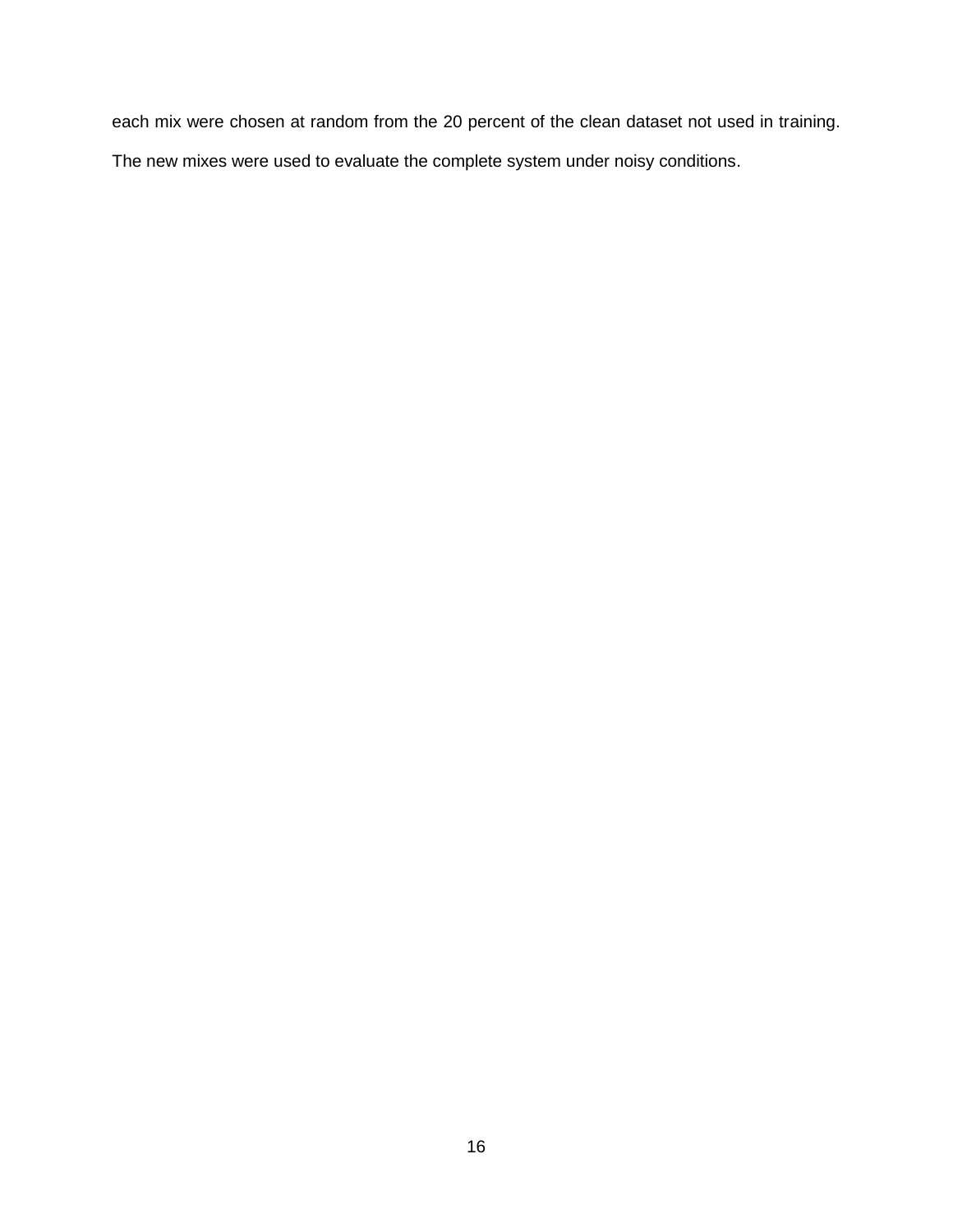each mix were chosen at random from the 20 percent of the clean dataset not used in training. The new mixes were used to evaluate the complete system under noisy conditions.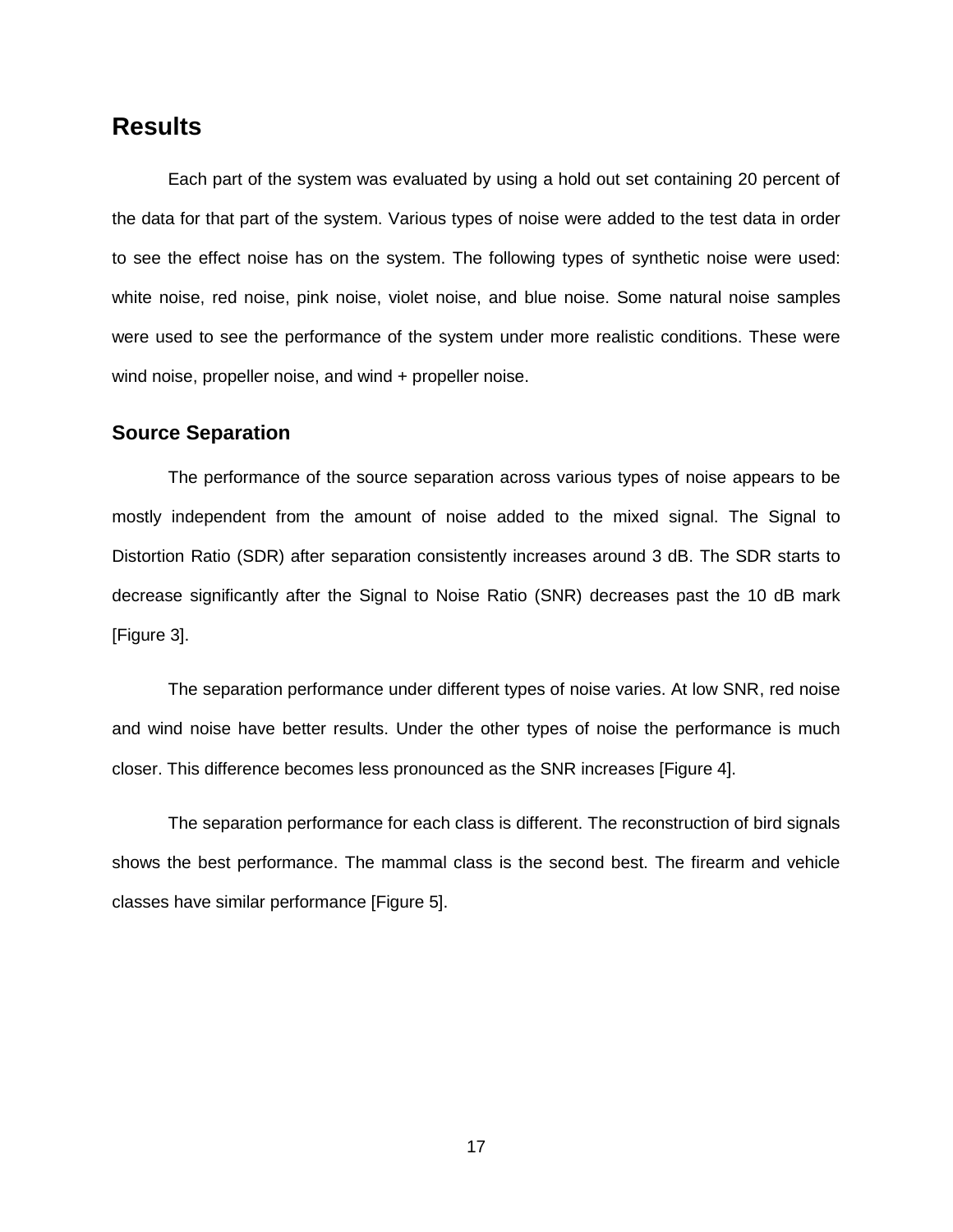# Results

Each part of the system was evaluated by using a hold out set containing 20 percent of the data for that part of the system. Various types of noise were added to the test data in order to see the effect noise has on the system. The following types of synthetic noise were used: white noise, red noise, pink noise, violet noise, and blue noise. Some natural noise samples were used to see the performance of the system under more realistic conditions. These were wind noise, propeller noise, and wind + propeller noise.

## Source Separation

The performance of the source separation across various types of noise appears to be mostly independent from the amount of noise added to the mixed signal. The Signal to Distortion Ratio (SDR) after separation consistently increases around 3 dB. The SDR starts to decrease significantly after the Signal to Noise Ratio (SNR) decreases past the 10 dB mark [Figure 3].

The separation performance under different types of noise varies. At low SNR, red noise and wind noise have better results. Under the other types of noise the performance is much closer. This difference becomes less pronounced as the SNR increases [Figure 4].

The separation performance for each class is different. The reconstruction of bird signals shows the best performance. The mammal class is the second best. The firearm and vehicle classes have similar performance [Figure 5].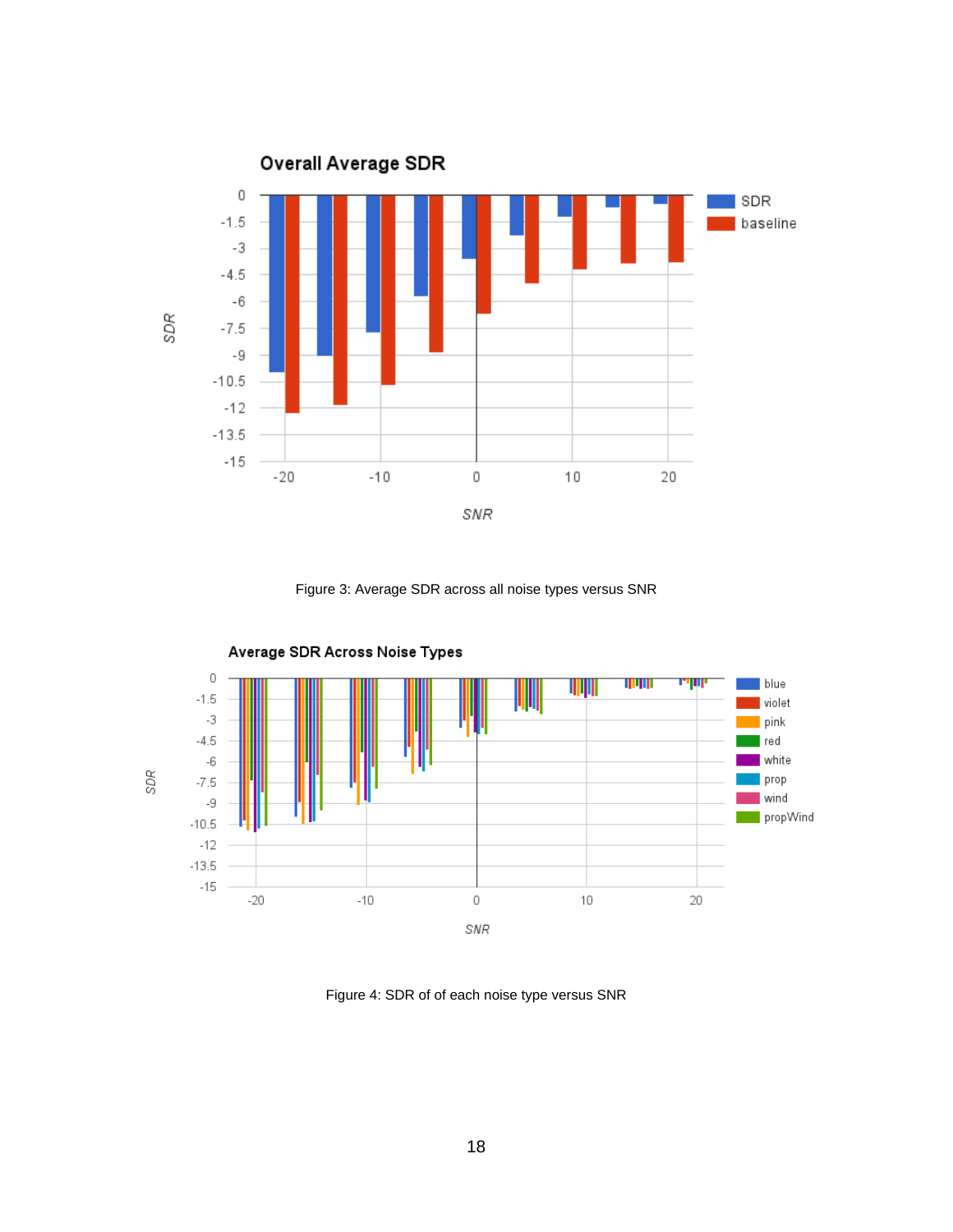Figure 3: Average SDR across all noise types versus SNR

Figure 4: SDR of of each noise type versus SNR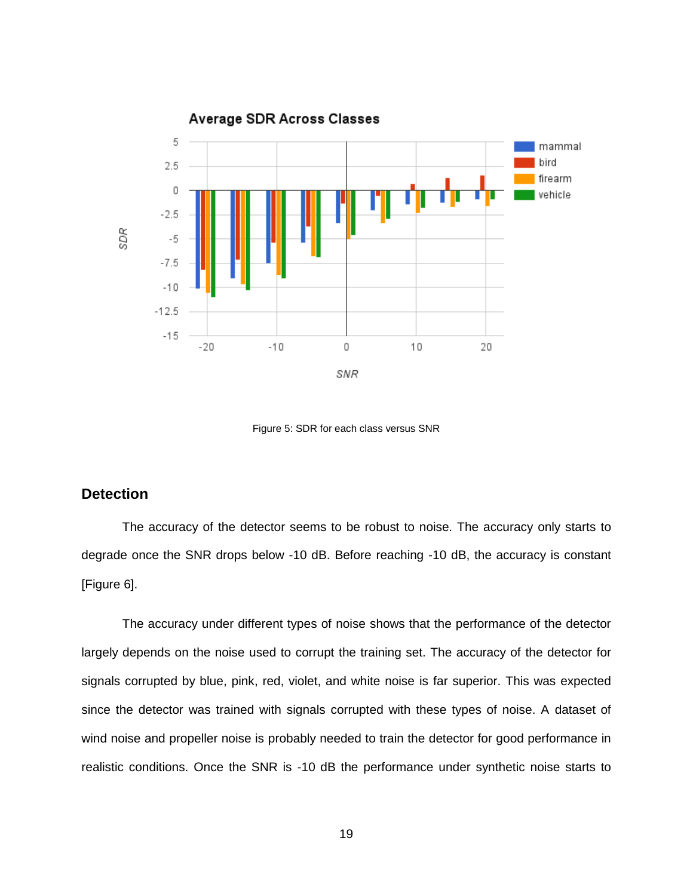Figure 5: SDR for each class versus SNR

## Detection

The accuracy of the detector seems to be robust to noise. The accuracy only starts to degrade once the SNR drops below -10 dB. Before reaching -10 dB, the accuracy is constant [Figure 6].

The accuracy under different types of noise shows that the performance of the detector largely depends on the noise used to corrupt the training set. The accuracy of the detector for signals corrupted by blue, pink, red, violet, and white noise is far superior. This was expected since the detector was trained with signals corrupted with these types of noise. A dataset of wind noise and propeller noise is probably needed to train the detector for good performance in realistic conditions. Once the SNR is -10 dB the performance under synthetic noise starts to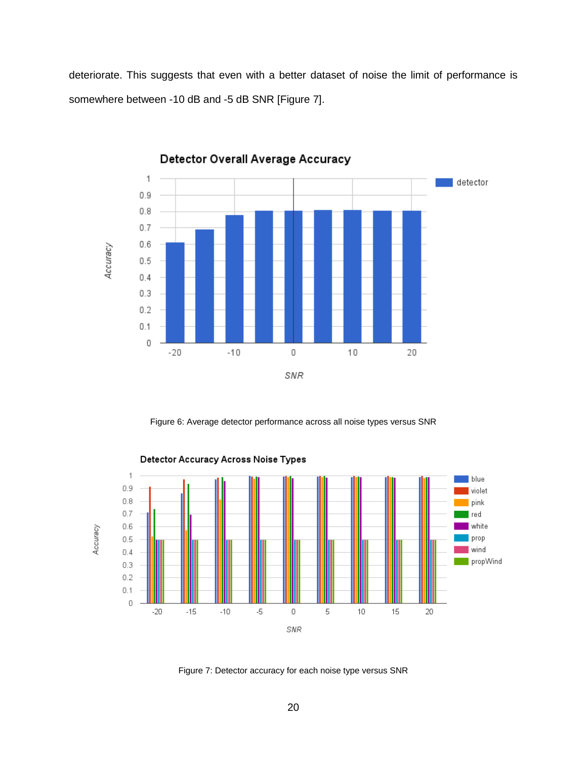deteriorate. This suggests that even with a better dataset of noise the limit of performance is somewhere between -10 dB and -5 dB SNR [Figure 7].

Figure 6: Average detector performance across all noise types versus SNR

Figure 7: Detector accuracy for each noise type versus SNR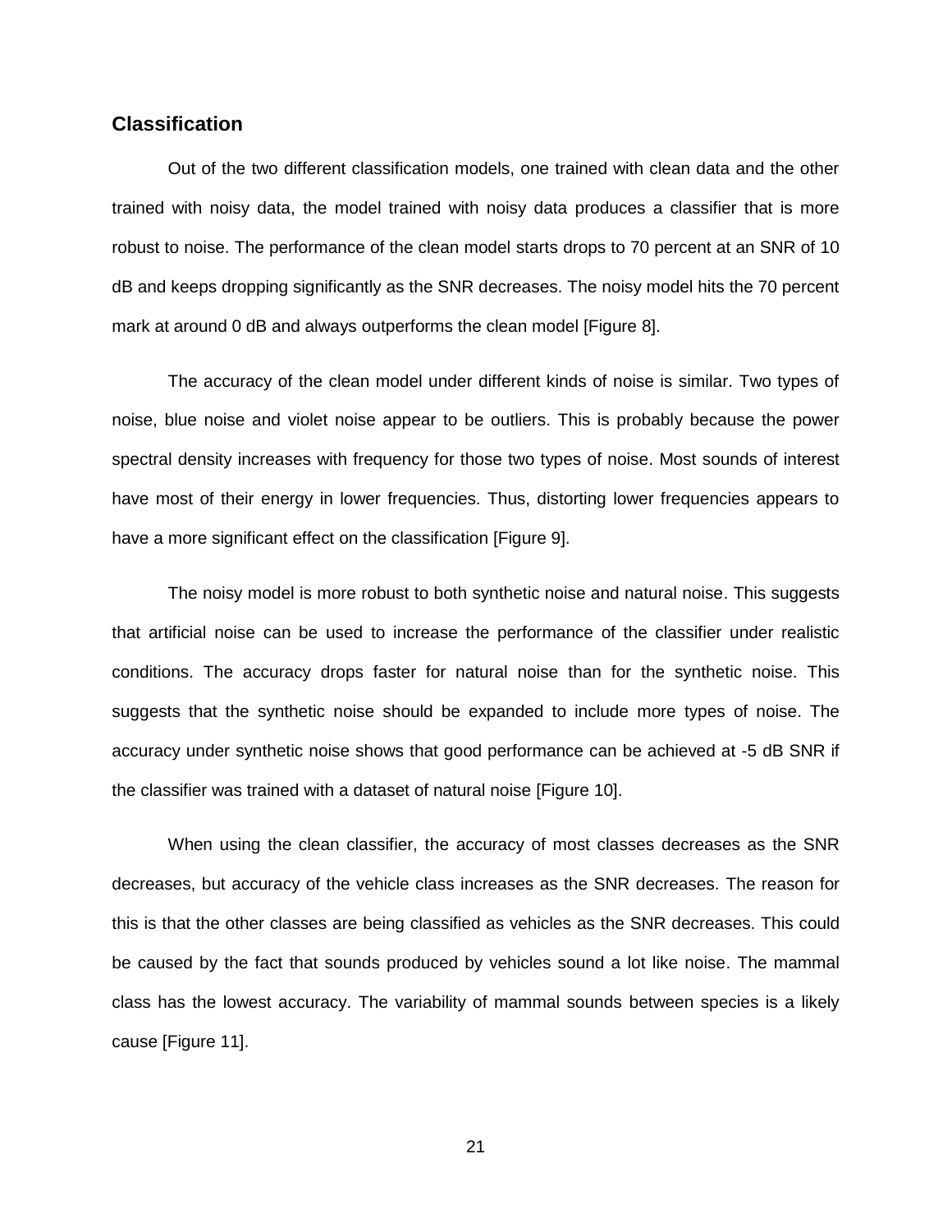## Classification

Out of the two different classification models, one trained with clean data and the other trained with noisy data, the model trained with noisy data produces a classifier that is more robust to noise. The performance of the clean model starts drops to 70 percent at an SNR of 10 dB and keeps dropping significantly as the SNR decreases. The noisy model hits the 70 percent mark at around 0 dB and always outperforms the clean model [Figure 8].

The accuracy of the clean model under different kinds of noise is similar. Two types of noise, blue noise and violet noise appear to be outliers. This is probably because the power spectral density increases with frequency for those two types of noise. Most sounds of interest have most of their energy in lower frequencies. Thus, distorting lower frequencies appears to have a more significant effect on the classification [Figure 9].

The noisy model is more robust to both synthetic noise and natural noise. This suggests that artificial noise can be used to increase the performance of the classifier under realistic conditions. The accuracy drops faster for natural noise than for the synthetic noise. This suggests that the synthetic noise should be expanded to include more types of noise. The accuracy under synthetic noise shows that good performance can be achieved at -5 dB SNR if the classifier was trained with a dataset of natural noise [Figure 10].

When using the clean classifier, the accuracy of most classes decreases as the SNR decreases, but accuracy of the vehicle class increases as the SNR decreases. The reason for this is that the other classes are being classified as vehicles as the SNR decreases. This could be caused by the fact that sounds produced by vehicles sound a lot like noise. The mammal class has the lowest accuracy. The variability of mammal sounds between species is a likely cause [Figure 11].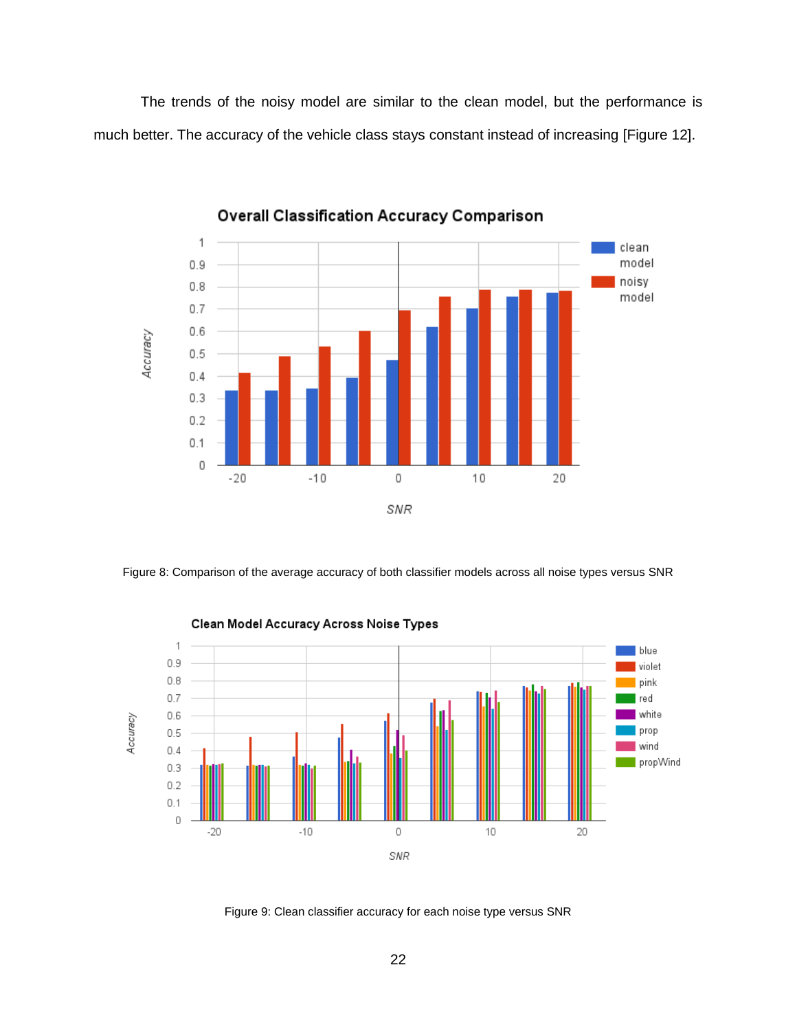The trends of the noisy model are similar to the clean model, but the performance is much better. The accuracy of the vehicle class stays constant instead of increasing [Figure 12].

Figure 8: Comparison of the average accuracy of both classifier models across all noise types versus SNR

Figure 9: Clean classifier accuracy for each noise type versus SNR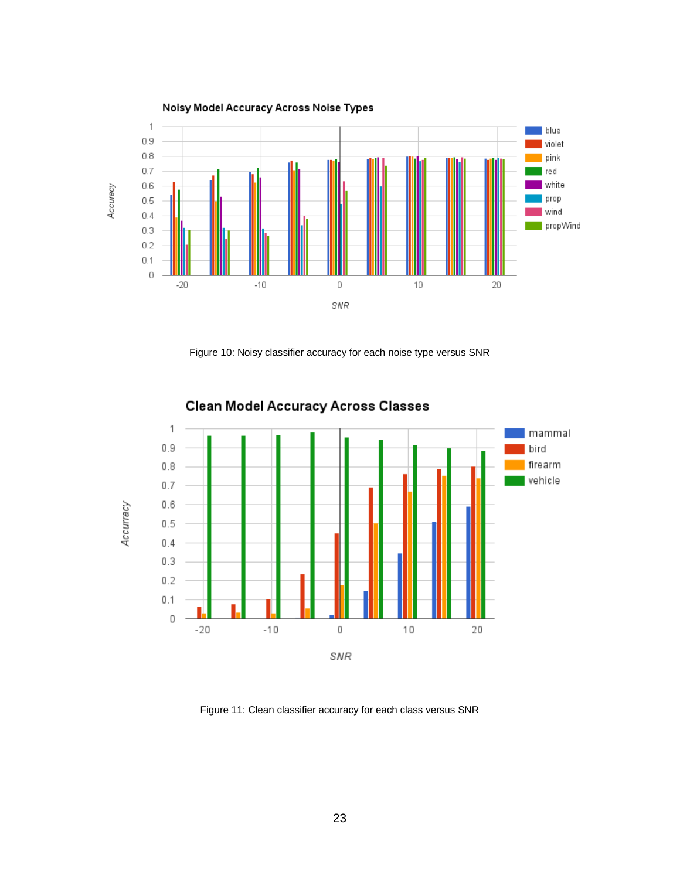Figure 10: Noisy classifier accuracy for each noise type versus SNR

Figure 11: Clean classifier accuracy for each class versus SNR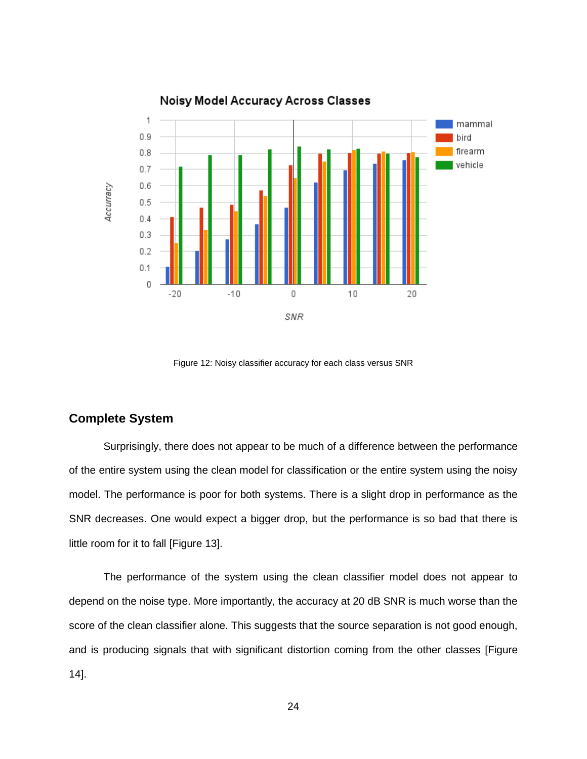Figure 12: Noisy classifier accuracy for each class versus SNR

## Complete System

Surprisingly, there does not appear to be much of a difference between the performance of the entire system using the clean model for classification or the entire system using the noisy model. The performance is poor for both systems. There is a slight drop in performance as the SNR decreases. One would expect a bigger drop, but the performance is so bad that there is little room for it to fall [Figure 13].

The performance of the system using the clean classifier model does not appear to depend on the noise type. More importantly, the accuracy at 20 dB SNR is much worse than the score of the clean classifier alone. This suggests that the source separation is not good enough, and is producing signals that with significant distortion coming from the other classes [Figure 14].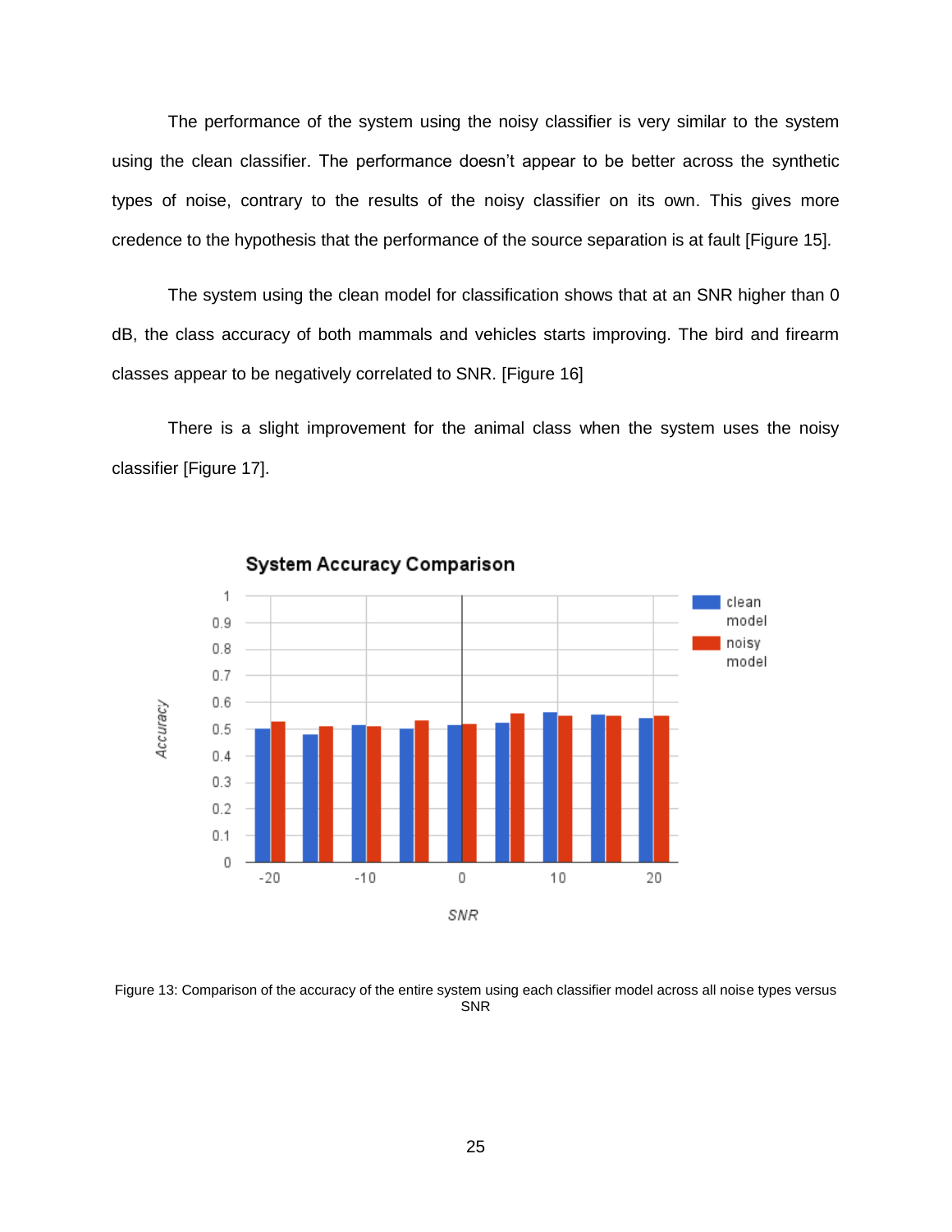The performance of the system using the noisy classifier is very similar to the system using the clean classifier. The performance doesn't appear to be better across the synthetic types of noise, contrary to the results of the noisy classifier on its own. This gives more credence to the hypothesis that the performance of the source separation is at fault [Figure 15].

The system using the clean model for classification shows that at an SNR higher than 0 dB, the class accuracy of both mammals and vehicles starts improving. The bird and firearm classes appear to be negatively correlated to SNR. [Figure 16]

There is a slight improvement for the animal class when the system uses the noisy classifier [Figure 17].

Figure 13: Comparison of the accuracy of the entire system using each classifier model across all noise types versus SNR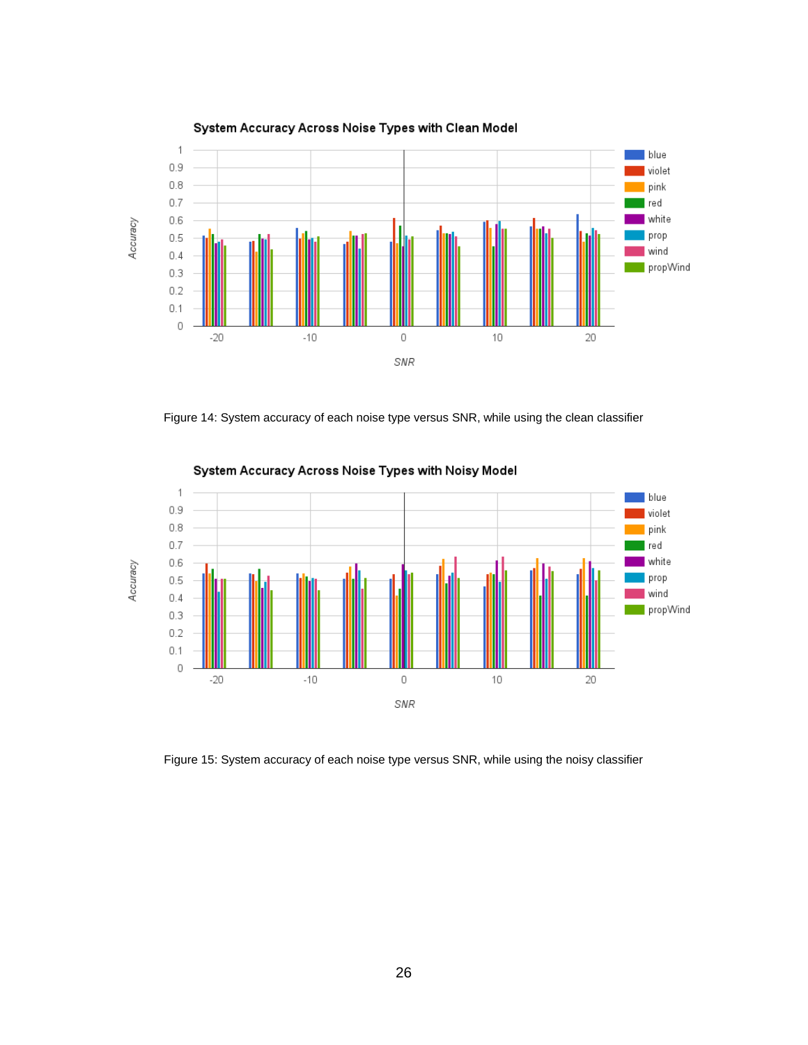Figure 14: System accuracy of each noise type versus SNR, while using the clean classifier

Figure 15: System accuracy of each noise type versus SNR, while using the noisy classifier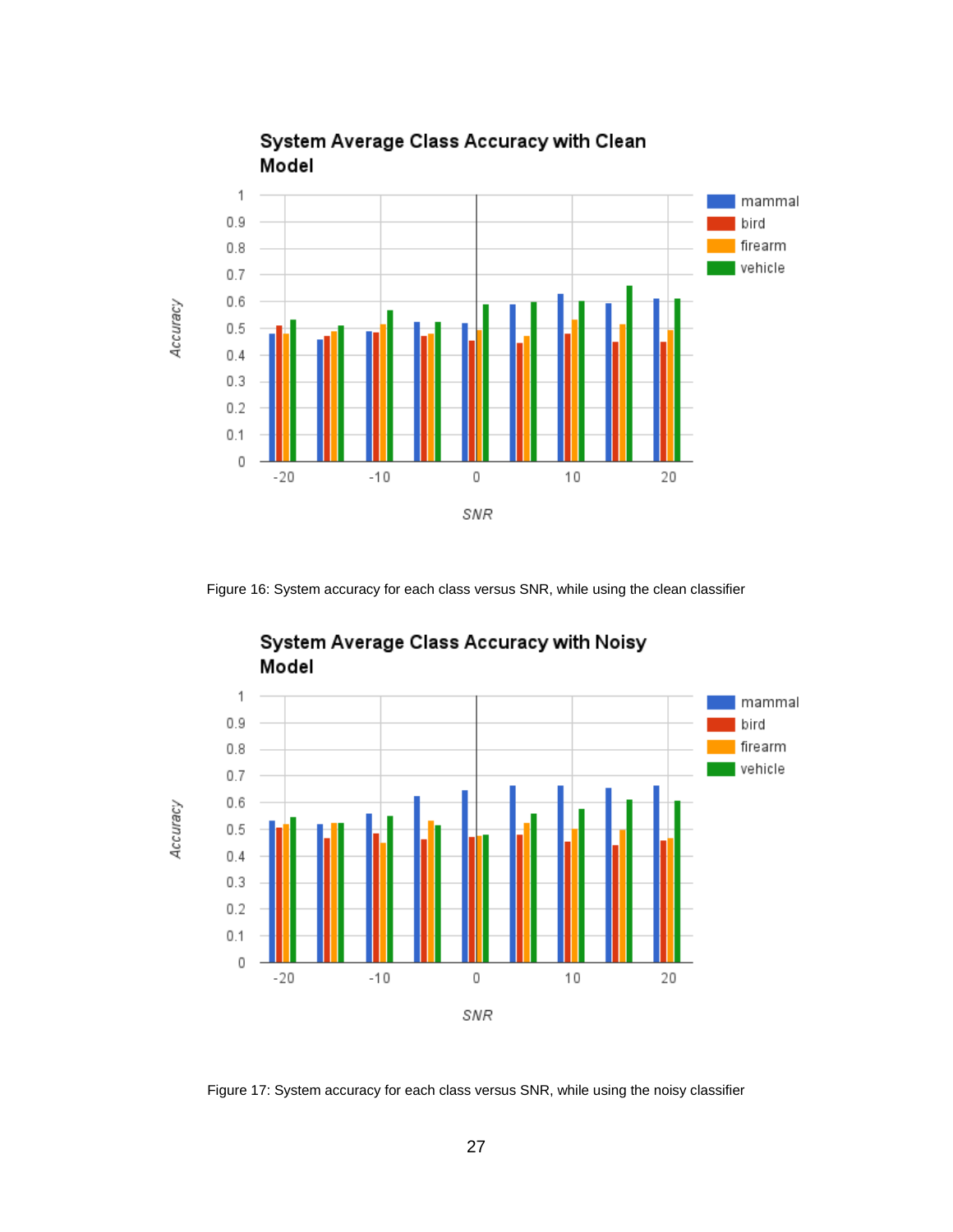Figure 16: System accuracy for each class versus SNR, while using the clean classifier

Figure 17: System accuracy for each class versus SNR, while using the noisy classifier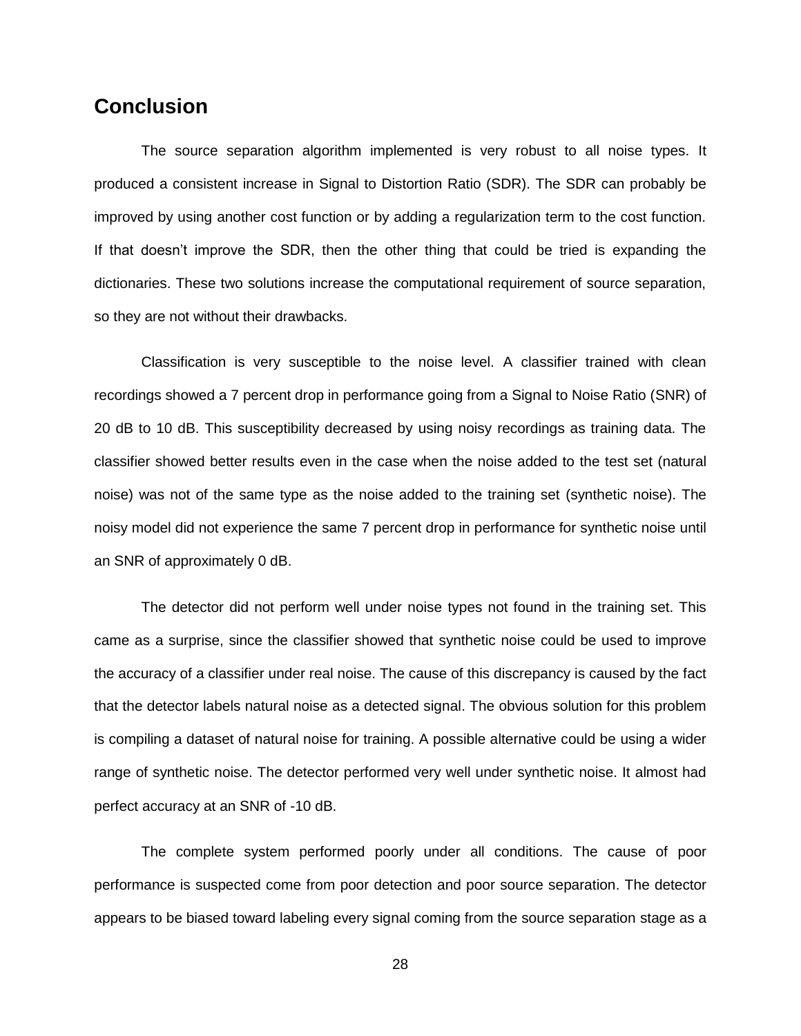## Conclusion

The source separation algorithm implemented is very robust to all noise types. It produced a consistent increase in Signal to Distortion Ratio (SDR). The SDR can probably be improved by using another cost function or by adding a regularization term to the cost function. If that doesn't improve the SDR, then the other thing that could be tried is expanding the dictionaries. These two solutions increase the computational requirement of source separation, so they are not without their drawbacks.

Classification is very susceptible to the noise level. A classifier trained with clean recordings showed a 7 percent drop in performance going from a Signal to Noise Ratio (SNR) of 20 dB to 10 dB. This susceptibility decreased by using noisy recordings as training data. The classifier showed better results even in the case when the noise added to the test set (natural noise) was not of the same type as the noise added to the training set (synthetic noise). The noisy model did not experience the same 7 percent drop in performance for synthetic noise until an SNR of approximately 0 dB.

The detector did not perform well under noise types not found in the training set. This came as a surprise, since the classifier showed that synthetic noise could be used to improve the accuracy of a classifier under real noise. The cause of this discrepancy is caused by the fact that the detector labels natural noise as a detected signal. The obvious solution for this problem is compiling a dataset of natural noise for training. A possible alternative could be using a wider range of synthetic noise. The detector performed very well under synthetic noise. It almost had perfect accuracy at an SNR of -10 dB.

The complete system performed poorly under all conditions. The cause of poor performance is suspected come from poor detection and poor source separation. The detector appears to be biased toward labeling every signal coming from the source separation stage as a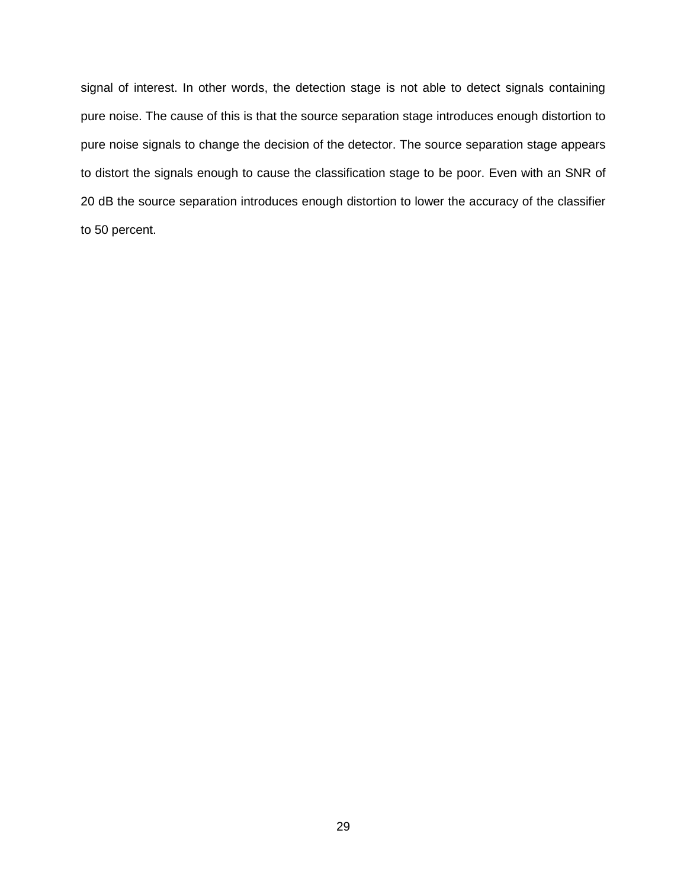signal of interest. In other words, the detection stage is not able to detect signals containing pure noise. The cause of this is that the source separation stage introduces enough distortion to pure noise signals to change the decision of the detector. The source separation stage appears to distort the signals enough to cause the classification stage to be poor. Even with an SNR of 20 dB the source separation introduces enough distortion to lower the accuracy of the classifier to 50 percent.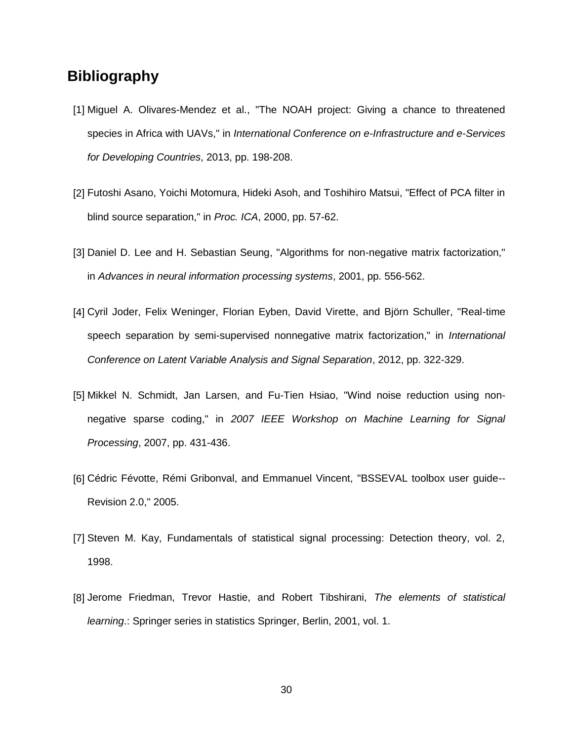## Bibliography

[1] Miguel A. Olivares-Mendez et al., "The NOAH project: Giving a chance to threatened species in Africa with UAVs," in *International Conference on e-Infrastructure and e-Services for Developing Countries*, 2013, pp. 198-208.

[2] Futoshi Asano, Yoichi Motomura, Hideki Asoh, and Toshihiro Matsui, "Effect of PCA filter in blind source separation," in *Proc. ICA*, 2000, pp. 57-62.

[3] Daniel D. Lee and H. Sebastian Seung, "Algorithms for non-negative matrix factorization," in *Advances in neural information processing systems*, 2001, pp. 556-562.

[4] Cyril Joder, Felix Weninger, Florian Eyben, David Virette, and Björn Schuller, "Real-time speech separation by semi-supervised nonnegative matrix factorization," in *International Conference on Latent Variable Analysis and Signal Separation*, 2012, pp. 322-329.

[5] Mikkel N. Schmidt, Jan Larsen, and Fu-Tien Hsiao, "Wind noise reduction using non-negative sparse coding," in *2007 IEEE Workshop on Machine Learning for Signal Processing*, 2007, pp. 431-436.

[6] Cédric Févotte, Rémi Gribonval, and Emmanuel Vincent, "BSSEVAL toolbox user guide--Revision 2.0," 2005.

[7] Steven M. Kay, Fundamentals of statistical signal processing: Detection theory, vol. 2, 1998.

[8] Jerome Friedman, Trevor Hastie, and Robert Tibshirani, *The elements of statistical learning*.: Springer series in statistics Springer, Berlin, 2001, vol. 1.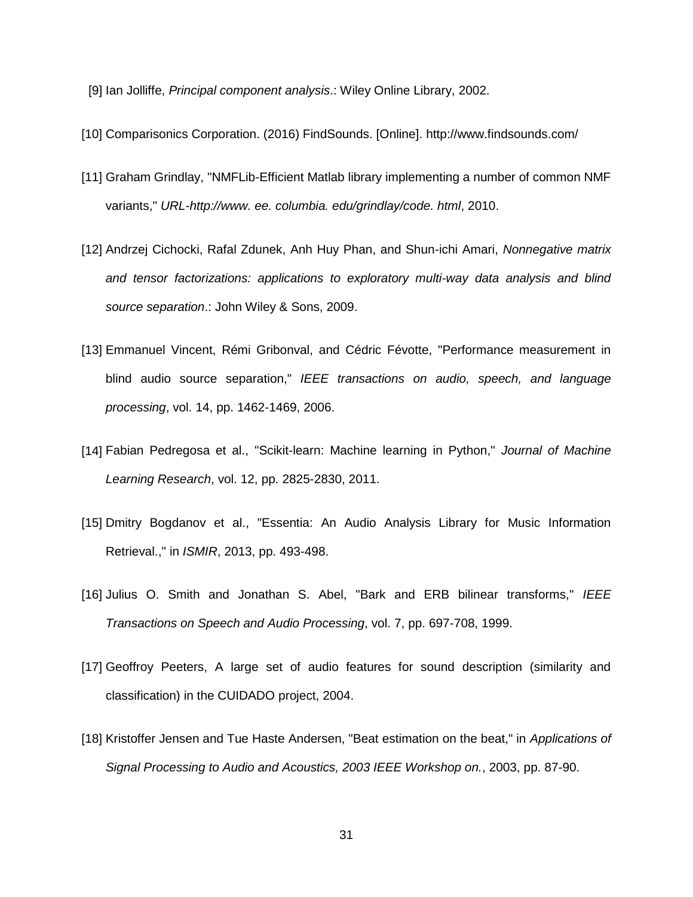[9] Ian Jolliffe, *Principal component analysis*.: Wiley Online Library, 2002.

[10] Comparisonics Corporation. (2016) FindSounds. [Online]. http://www.findsounds.com/

[11] Graham Grindlay, "NMFLib-Efficient Matlab library implementing a number of common NMF variants," *URL-http://www. ee. columbia. edu/grindlay/code. html*, 2010.

[12] Andrzej Cichocki, Rafal Zdunek, Anh Huy Phan, and Shun-ichi Amari, *Nonnegative matrix and tensor factorizations: applications to exploratory multi-way data analysis and blind source separation*.: John Wiley & Sons, 2009.

[13] Emmanuel Vincent, Rémi Gribonval, and Cédric Févotte, "Performance measurement in blind audio source separation," *IEEE transactions on audio, speech, and language processing*, vol. 14, pp. 1462-1469, 2006.

[14] Fabian Pedregosa et al., "Scikit-learn: Machine learning in Python," *Journal of Machine Learning Research*, vol. 12, pp. 2825-2830, 2011.

[15] Dmitry Bogdanov et al., "Essentia: An Audio Analysis Library for Music Information Retrieval.," in *ISMIR*, 2013, pp. 493-498.

[16] Julius O. Smith and Jonathan S. Abel, "Bark and ERB bilinear transforms," *IEEE Transactions on Speech and Audio Processing*, vol. 7, pp. 697-708, 1999.

[17] Geoffroy Peeters, A large set of audio features for sound description (similarity and classification) in the CUIDADO project, 2004.

[18] Kristoffer Jensen and Tue Haste Andersen, "Beat estimation on the beat," in *Applications of Signal Processing to Audio and Acoustics, 2003 IEEE Workshop on.*, 2003, pp. 87-90.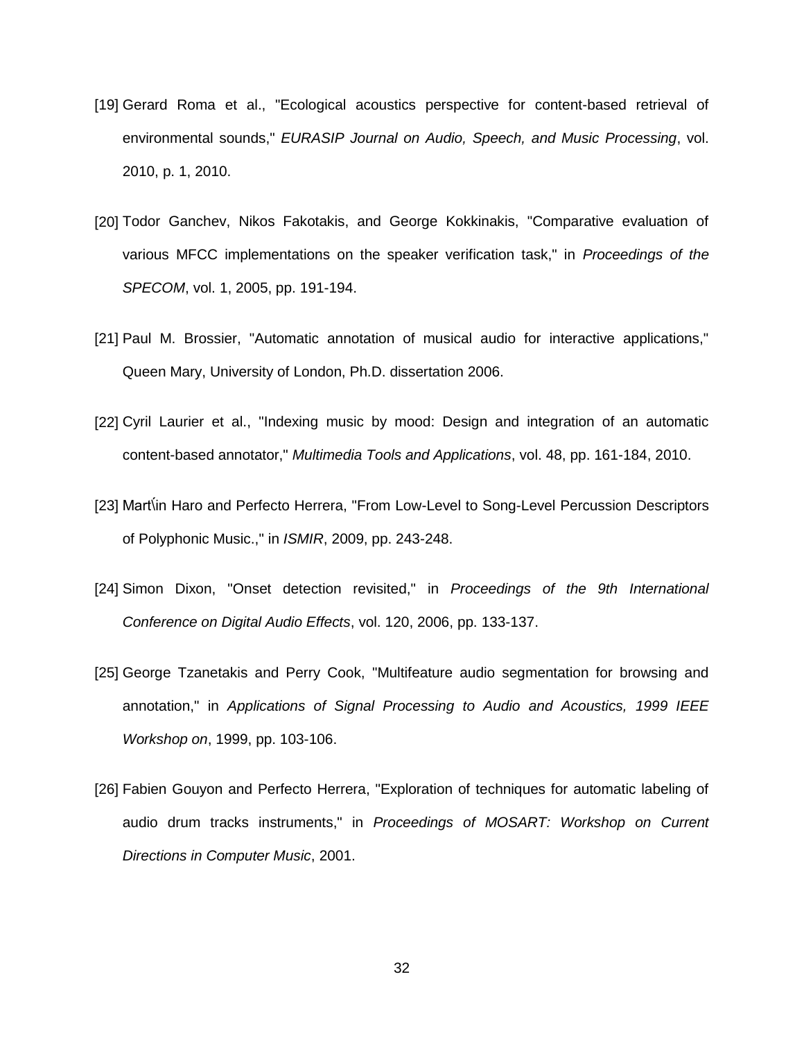[19] Gerard Roma et al., "Ecological acoustics perspective for content-based retrieval of environmental sounds," *EURASIP Journal on Audio, Speech, and Music Processing*, vol. 2010, p. 1, 2010.

[20] Todor Ganchev, Nikos Fakotakis, and George Kokkinakis, "Comparative evaluation of various MFCC implementations on the speaker verification task," in *Proceedings of the SPECOM*, vol. 1, 2005, pp. 191-194.

[21] Paul M. Brossier, "Automatic annotation of musical audio for interactive applications," Queen Mary, University of London, Ph.D. dissertation 2006.

[22] Cyril Laurier et al., "Indexing music by mood: Design and integration of an automatic content-based annotator," *Multimedia Tools and Applications*, vol. 48, pp. 161-184, 2010.

[23] Mart\'in Haro and Perfecto Herrera, "From Low-Level to Song-Level Percussion Descriptors of Polyphonic Music.," in *ISMIR*, 2009, pp. 243-248.

[24] Simon Dixon, "Onset detection revisited," in *Proceedings of the 9th International Conference on Digital Audio Effects*, vol. 120, 2006, pp. 133-137.

[25] George Tzanetakis and Perry Cook, "Multifeature audio segmentation for browsing and annotation," in *Applications of Signal Processing to Audio and Acoustics, 1999 IEEE Workshop on*, 1999, pp. 103-106.

[26] Fabien Gouyon and Perfecto Herrera, "Exploration of techniques for automatic labeling of audio drum tracks instruments," in *Proceedings of MOSART: Workshop on Current Directions in Computer Music*, 2001.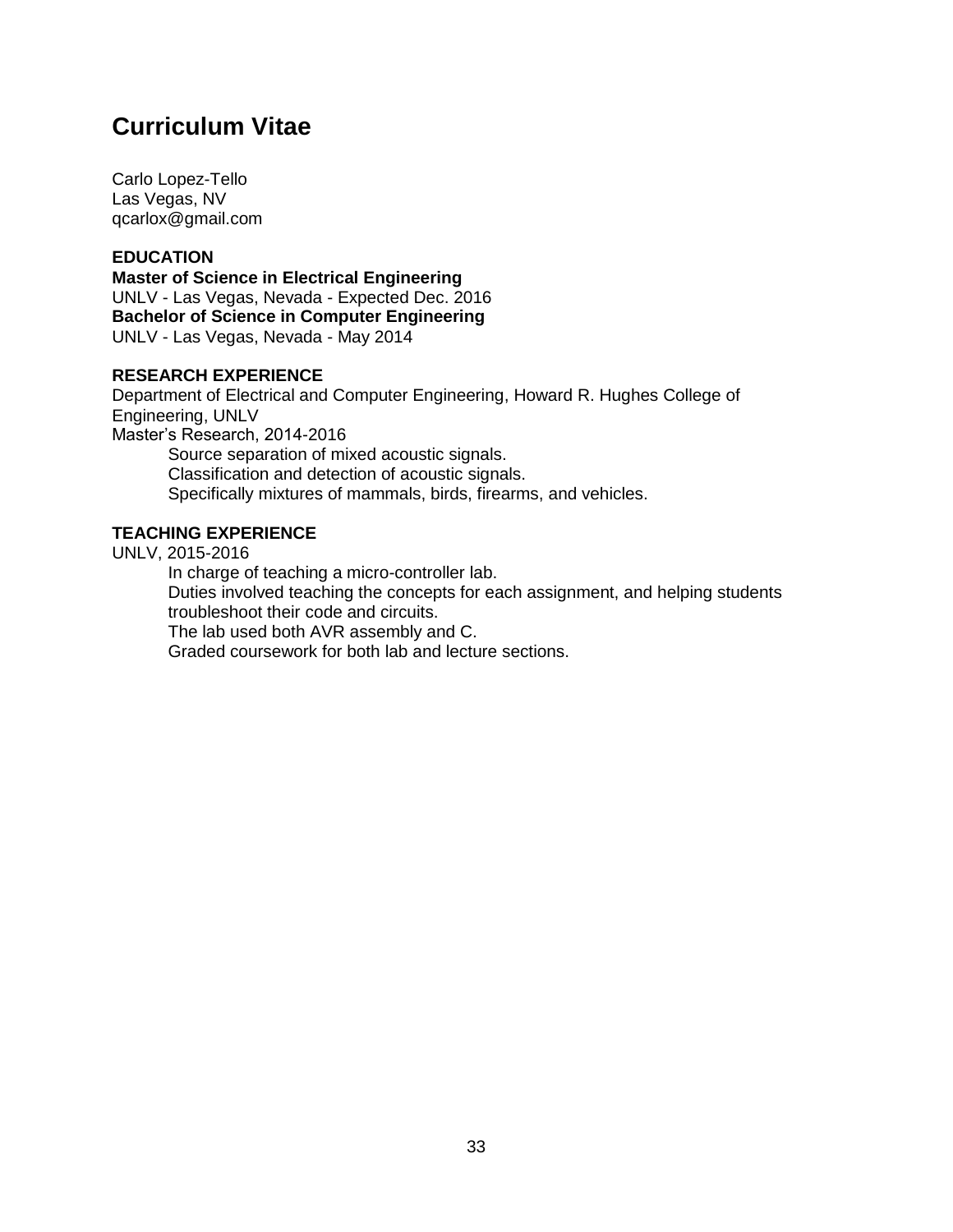# Curriculum Vitae

Carlo Lopez-Tello
Las Vegas, NV
qcarlox@gmail.com

**EDUCATION**

**Master of Science in Electrical Engineering**
UNLV - Las Vegas, Nevada - Expected Dec. 2016
**Bachelor of Science in Computer Engineering**
UNLV - Las Vegas, Nevada - May 2014

**RESEARCH EXPERIENCE**

Department of Electrical and Computer Engineering, Howard R. Hughes College of Engineering, UNLV
Master's Research, 2014-2016

Source separation of mixed acoustic signals.
Classification and detection of acoustic signals.
Specifically mixtures of mammals, birds, firearms, and vehicles.

**TEACHING EXPERIENCE**

UNLV, 2015-2016

In charge of teaching a micro-controller lab.
Duties involved teaching the concepts for each assignment, and helping students troubleshoot their code and circuits.
The lab used both AVR assembly and C.
Graded coursework for both lab and lecture sections.